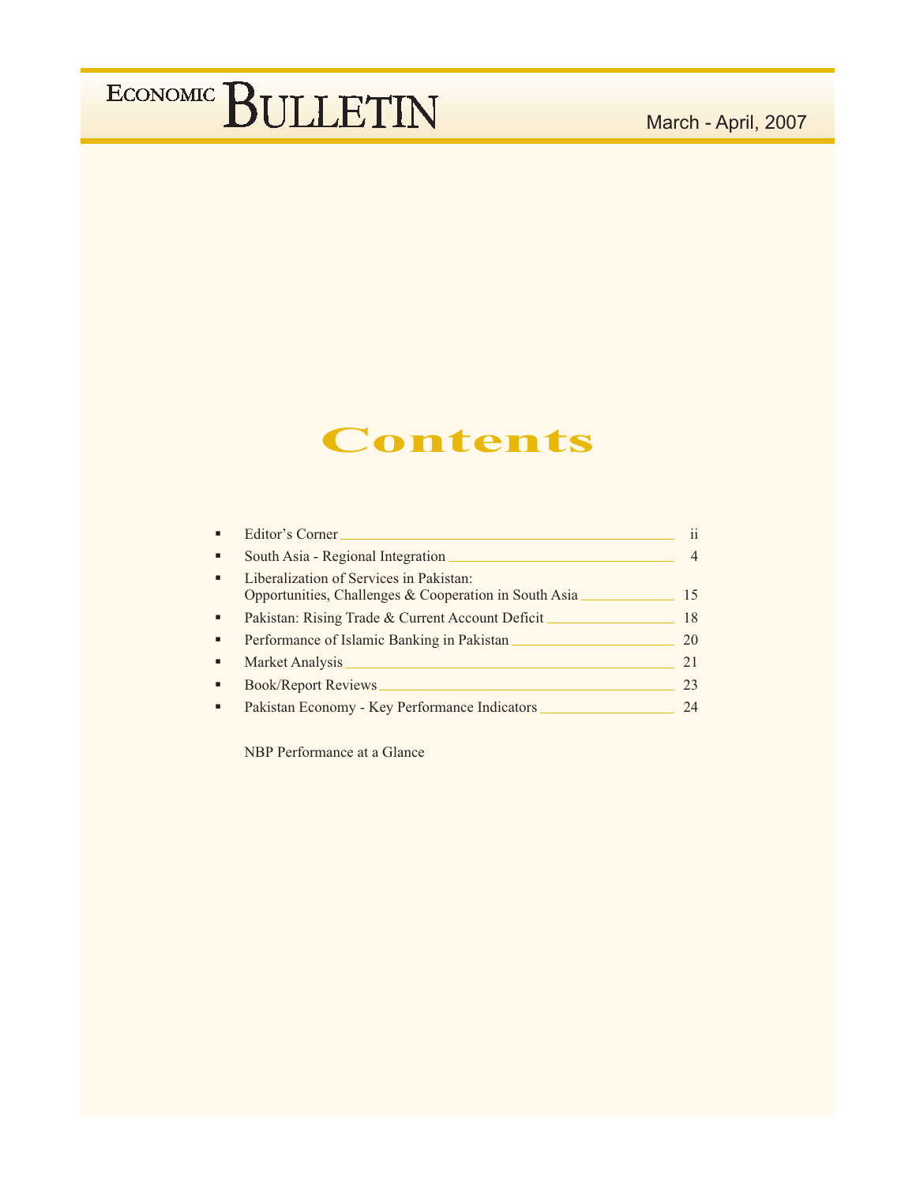# ECONOMIC BULLETIN

March - April, 2007

## Contents

- Editor's Corner ____ ii
- South Asia - Regional Integration ____ 4
- Liberalization of Services in Pakistan: Opportunities, Challenges & Cooperation in South Asia ____ 15
- Pakistan: Rising Trade & Current Account Deficit ____ 18
- Performance of Islamic Banking in Pakistan ____ 20
- Market Analysis ____ 21
- Book/Report Reviews ____ 23
- Pakistan Economy - Key Performance Indicators ____ 24

NBP Performance at a Glance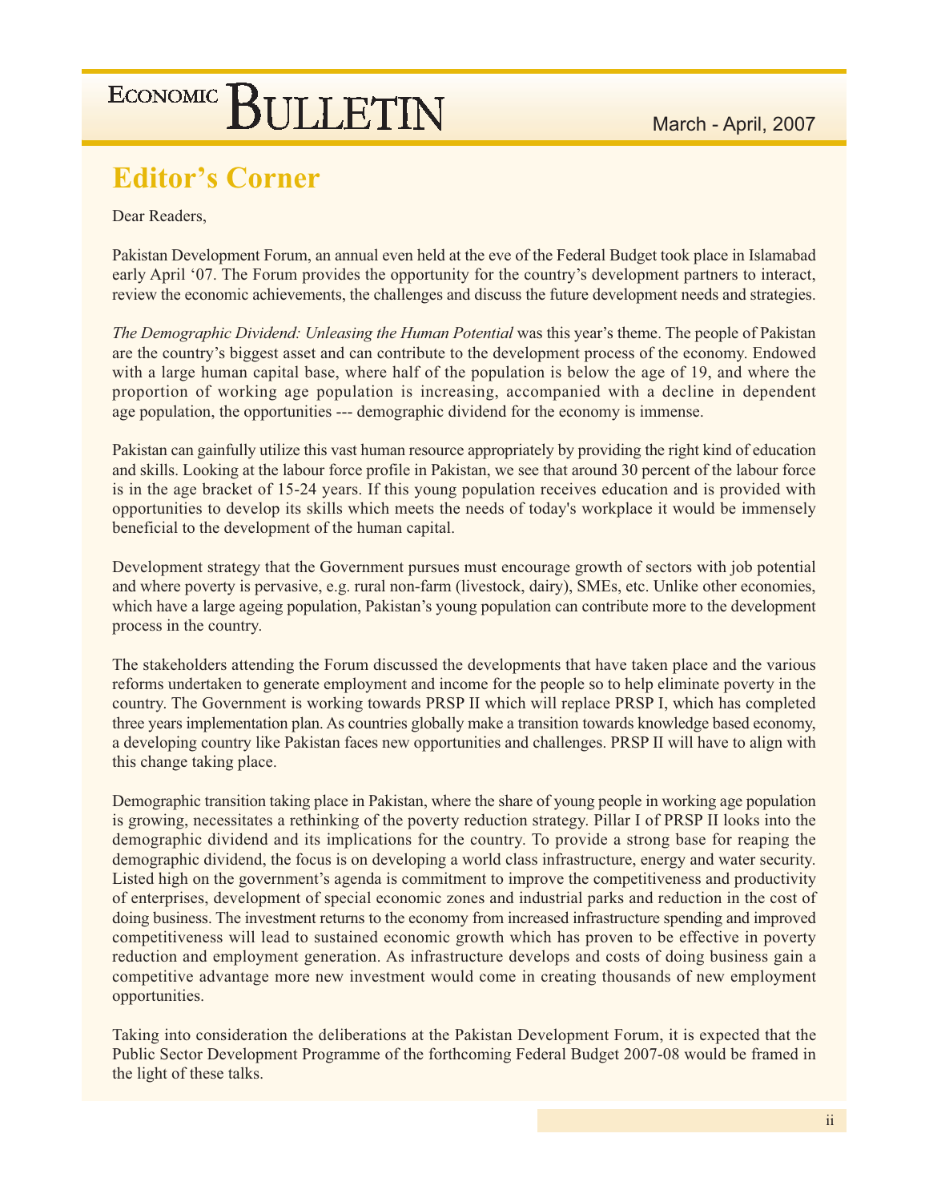# Editor's Corner

Dear Readers,

Pakistan Development Forum, an annual even held at the eve of the Federal Budget took place in Islamabad early April '07. The Forum provides the opportunity for the country's development partners to interact, review the economic achievements, the challenges and discuss the future development needs and strategies.

*The Demographic Dividend: Unleasing the Human Potential* was this year's theme. The people of Pakistan are the country's biggest asset and can contribute to the development process of the economy. Endowed with a large human capital base, where half of the population is below the age of 19, and where the proportion of working age population is increasing, accompanied with a decline in dependent age population, the opportunities --- demographic dividend for the economy is immense.

Pakistan can gainfully utilize this vast human resource appropriately by providing the right kind of education and skills. Looking at the labour force profile in Pakistan, we see that around 30 percent of the labour force is in the age bracket of 15-24 years. If this young population receives education and is provided with opportunities to develop its skills which meets the needs of today's workplace it would be immensely beneficial to the development of the human capital.

Development strategy that the Government pursues must encourage growth of sectors with job potential and where poverty is pervasive, e.g. rural non-farm (livestock, dairy), SMEs, etc. Unlike other economies, which have a large ageing population, Pakistan's young population can contribute more to the development process in the country.

The stakeholders attending the Forum discussed the developments that have taken place and the various reforms undertaken to generate employment and income for the people so to help eliminate poverty in the country. The Government is working towards PRSP II which will replace PRSP I, which has completed three years implementation plan. As countries globally make a transition towards knowledge based economy, a developing country like Pakistan faces new opportunities and challenges. PRSP II will have to align with this change taking place.

Demographic transition taking place in Pakistan, where the share of young people in working age population is growing, necessitates a rethinking of the poverty reduction strategy. Pillar I of PRSP II looks into the demographic dividend and its implications for the country. To provide a strong base for reaping the demographic dividend, the focus is on developing a world class infrastructure, energy and water security. Listed high on the government's agenda is commitment to improve the competitiveness and productivity of enterprises, development of special economic zones and industrial parks and reduction in the cost of doing business. The investment returns to the economy from increased infrastructure spending and improved competitiveness will lead to sustained economic growth which has proven to be effective in poverty reduction and employment generation. As infrastructure develops and costs of doing business gain a competitive advantage more new investment would come in creating thousands of new employment opportunities.

Taking into consideration the deliberations at the Pakistan Development Forum, it is expected that the Public Sector Development Programme of the forthcoming Federal Budget 2007-08 would be framed in the light of these talks.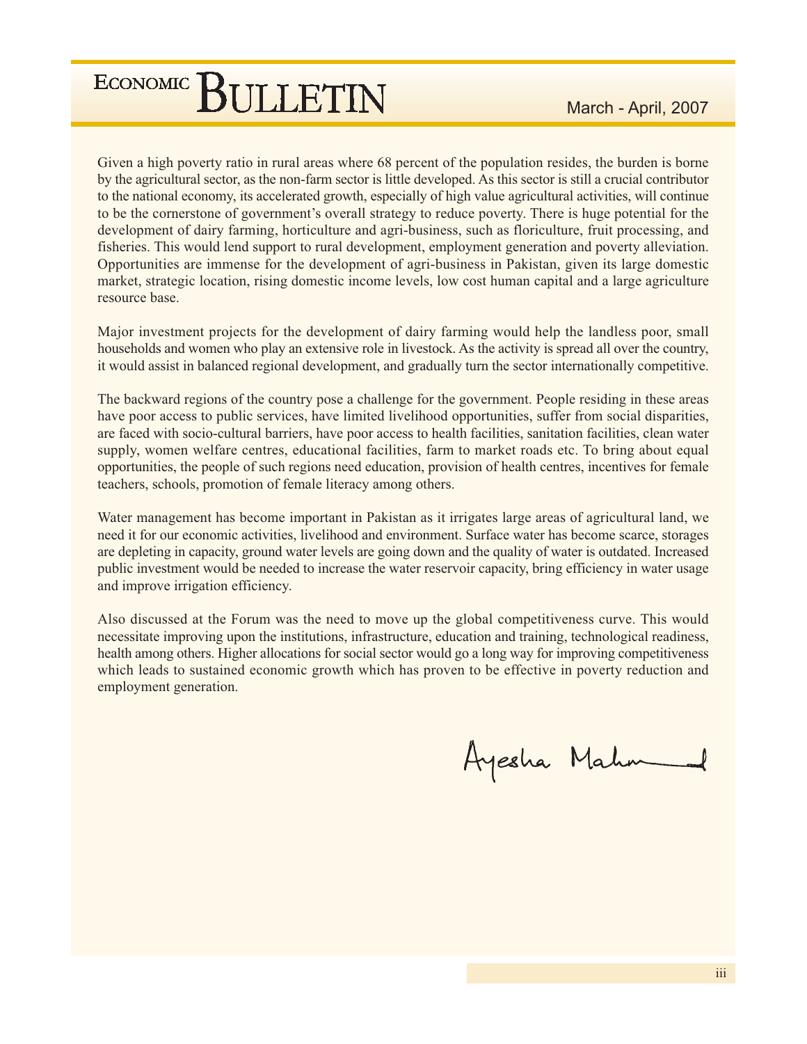Given a high poverty ratio in rural areas where 68 percent of the population resides, the burden is borne by the agricultural sector, as the non-farm sector is little developed. As this sector is still a crucial contributor to the national economy, its accelerated growth, especially of high value agricultural activities, will continue to be the cornerstone of government's overall strategy to reduce poverty. There is huge potential for the development of dairy farming, horticulture and agri-business, such as floriculture, fruit processing, and fisheries. This would lend support to rural development, employment generation and poverty alleviation. Opportunities are immense for the development of agri-business in Pakistan, given its large domestic market, strategic location, rising domestic income levels, low cost human capital and a large agriculture resource base.

Major investment projects for the development of dairy farming would help the landless poor, small households and women who play an extensive role in livestock. As the activity is spread all over the country, it would assist in balanced regional development, and gradually turn the sector internationally competitive.

The backward regions of the country pose a challenge for the government. People residing in these areas have poor access to public services, have limited livelihood opportunities, suffer from social disparities, are faced with socio-cultural barriers, have poor access to health facilities, sanitation facilities, clean water supply, women welfare centres, educational facilities, farm to market roads etc. To bring about equal opportunities, the people of such regions need education, provision of health centres, incentives for female teachers, schools, promotion of female literacy among others.

Water management has become important in Pakistan as it irrigates large areas of agricultural land, we need it for our economic activities, livelihood and environment. Surface water has become scarce, storages are depleting in capacity, ground water levels are going down and the quality of water is outdated. Increased public investment would be needed to increase the water reservoir capacity, bring efficiency in water usage and improve irrigation efficiency.

Also discussed at the Forum was the need to move up the global competitiveness curve. This would necessitate improving upon the institutions, infrastructure, education and training, technological readiness, health among others. Higher allocations for social sector would go a long way for improving competitiveness which leads to sustained economic growth which has proven to be effective in poverty reduction and employment generation.

Ayesha Mahmud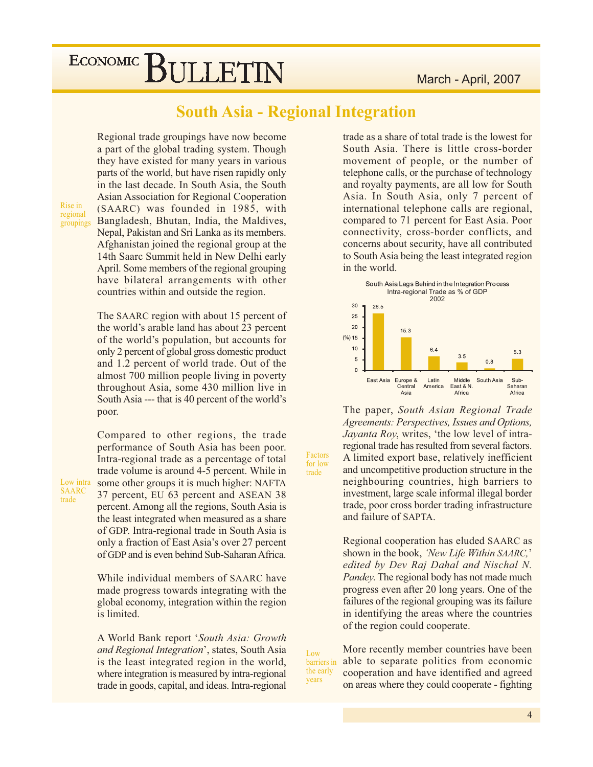# South Asia - Regional Integration

Rise in regional groupings

Regional trade groupings have now become a part of the global trading system. Though they have existed for many years in various parts of the world, but have risen rapidly only in the last decade. In South Asia, the South Asian Association for Regional Cooperation (SAARC) was founded in 1985, with Bangladesh, Bhutan, India, the Maldives, Nepal, Pakistan and Sri Lanka as its members. Afghanistan joined the regional group at the 14th Saarc Summit held in New Delhi early April. Some members of the regional grouping have bilateral arrangements with other countries within and outside the region.

The SAARC region with about 15 percent of the world's arable land has about 23 percent of the world's population, but accounts for only 2 percent of global gross domestic product and 1.2 percent of world trade. Out of the almost 700 million people living in poverty throughout Asia, some 430 million live in South Asia --- that is 40 percent of the world's poor.

Low intra SAARC trade

Compared to other regions, the trade performance of South Asia has been poor. Intra-regional trade as a percentage of total trade volume is around 4-5 percent. While in some other groups it is much higher: NAFTA 37 percent, EU 63 percent and ASEAN 38 percent. Among all the regions, South Asia is the least integrated when measured as a share of GDP. Intra-regional trade in South Asia is only a fraction of East Asia's over 27 percent of GDP and is even behind Sub-Saharan Africa.

While individual members of SAARC have made progress towards integrating with the global economy, integration within the region is limited.

A World Bank report '*South Asia: Growth and Regional Integration*', states, South Asia is the least integrated region in the world, where integration is measured by intra-regional trade in goods, capital, and ideas. Intra-regional trade as a share of total trade is the lowest for South Asia. There is little cross-border movement of people, or the number of telephone calls, or the purchase of technology and royalty payments, are all low for South Asia. In South Asia, only 7 percent of international telephone calls are regional, compared to 71 percent for East Asia. Poor connectivity, cross-border conflicts, and concerns about security, have all contributed to South Asia being the least integrated region in the world.

South Asia Lags Behind in the Integration Process
Intra-regional Trade as % of GDP
2002

| Region | (%) |
|---|---|
| East Asia | 26.5 |
| Europe & Central Asia | 15.3 |
| Latin America | 6.4 |
| Middle East & N. Africa | 3.5 |
| South Asia | 0.8 |
| Sub-Saharan Africa | 5.3 |

Factors for low trade

The paper, *South Asian Regional Trade Agreements: Perspectives, Issues and Options, Jayanta Roy*, writes, 'the low level of intra-regional trade has resulted from several factors. A limited export base, relatively inefficient and uncompetitive production structure in the neighbouring countries, high barriers to investment, large scale informal illegal border trade, poor cross border trading infrastructure and failure of SAPTA.

Regional cooperation has eluded SAARC as shown in the book, *'New Life Within SAARC,' edited by Dev Raj Dahal and Nischal N. Pandey.* The regional body has not made much progress even after 20 long years. One of the failures of the regional grouping was its failure in identifying the areas where the countries of the region could cooperate.

Low barriers in the early years

More recently member countries have been able to separate politics from economic cooperation and have identified and agreed on areas where they could cooperate - fighting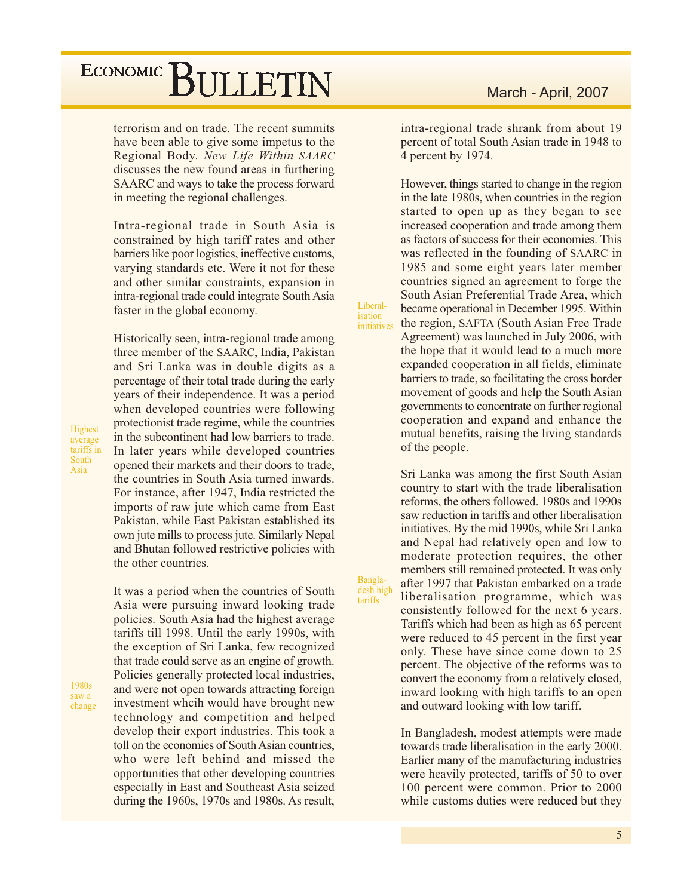terrorism and on trade. The recent summits have been able to give some impetus to the Regional Body. *New Life Within SAARC* discusses the new found areas in furthering SAARC and ways to take the process forward in meeting the regional challenges.

Intra-regional trade in South Asia is constrained by high tariff rates and other barriers like poor logistics, ineffective customs, varying standards etc. Were it not for these and other similar constraints, expansion in intra-regional trade could integrate South Asia faster in the global economy.

Historically seen, intra-regional trade among three member of the SAARC, India, Pakistan and Sri Lanka was in double digits as a percentage of their total trade during the early years of their independence. It was a period when developed countries were following protectionist trade regime, while the countries in the subcontinent had low barriers to trade. In later years while developed countries opened their markets and their doors to trade, the countries in South Asia turned inwards. For instance, after 1947, India restricted the imports of raw jute which came from East Pakistan, while East Pakistan established its own jute mills to process jute. Similarly Nepal and Bhutan followed restrictive policies with the other countries.

*Highest average tariffs in South Asia*

It was a period when the countries of South Asia were pursuing inward looking trade policies. South Asia had the highest average tariffs till 1998. Until the early 1990s, with the exception of Sri Lanka, few recognized that trade could serve as an engine of growth. Policies generally protected local industries, and were not open towards attracting foreign investment whcih would have brought new technology and competition and helped develop their export industries. This took a toll on the economies of South Asian countries, who were left behind and missed the opportunities that other developing countries especially in East and Southeast Asia seized during the 1960s, 1970s and 1980s. As result, intra-regional trade shrank from about 19 percent of total South Asian trade in 1948 to 4 percent by 1974.

*1980s saw a change*

However, things started to change in the region in the late 1980s, when countries in the region started to open up as they began to see increased cooperation and trade among them as factors of success for their economies. This was reflected in the founding of SAARC in 1985 and some eight years later member countries signed an agreement to forge the South Asian Preferential Trade Area, which became operational in December 1995. Within the region, SAFTA (South Asian Free Trade Agreement) was launched in July 2006, with the hope that it would lead to a much more expanded cooperation in all fields, eliminate barriers to trade, so facilitating the cross border movement of goods and help the South Asian governments to concentrate on further regional cooperation and expand and enhance the mutual benefits, raising the living standards of the people.

*Liberal-isation initiatives*

Sri Lanka was among the first South Asian country to start with the trade liberalisation reforms, the others followed. 1980s and 1990s saw reduction in tariffs and other liberalisation initiatives. By the mid 1990s, while Sri Lanka and Nepal had relatively open and low to moderate protection requires, the other members still remained protected. It was only after 1997 that Pakistan embarked on a trade liberalisation programme, which was consistently followed for the next 6 years. Tariffs which had been as high as 65 percent were reduced to 45 percent in the first year only. These have since come down to 25 percent. The objective of the reforms was to convert the economy from a relatively closed, inward looking with high tariffs to an open and outward looking with low tariff.

*Bangla-desh high tariffs*

In Bangladesh, modest attempts were made towards trade liberalisation in the early 2000. Earlier many of the manufacturing industries were heavily protected, tariffs of 50 to over 100 percent were common. Prior to 2000 while customs duties were reduced but they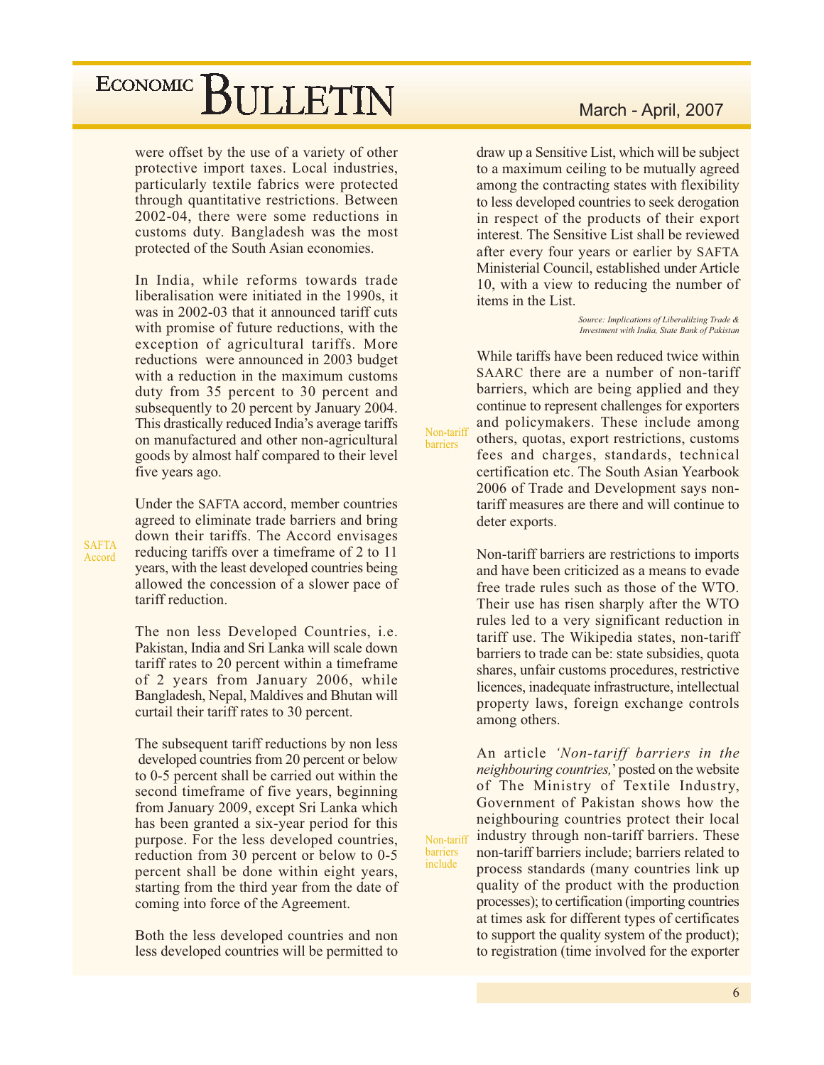were offset by the use of a variety of other protective import taxes. Local industries, particularly textile fabrics were protected through quantitative restrictions. Between 2002-04, there were some reductions in customs duty. Bangladesh was the most protected of the South Asian economies.

In India, while reforms towards trade liberalisation were initiated in the 1990s, it was in 2002-03 that it announced tariff cuts with promise of future reductions, with the exception of agricultural tariffs. More reductions were announced in 2003 budget with a reduction in the maximum customs duty from 35 percent to 30 percent and subsequently to 20 percent by January 2004. This drastically reduced India's average tariffs on manufactured and other non-agricultural goods by almost half compared to their level five years ago.

SAFTA Accord

Under the SAFTA accord, member countries agreed to eliminate trade barriers and bring down their tariffs. The Accord envisages reducing tariffs over a timeframe of 2 to 11 years, with the least developed countries being allowed the concession of a slower pace of tariff reduction.

The non less Developed Countries, i.e. Pakistan, India and Sri Lanka will scale down tariff rates to 20 percent within a timeframe of 2 years from January 2006, while Bangladesh, Nepal, Maldives and Bhutan will curtail their tariff rates to 30 percent.

The subsequent tariff reductions by non less developed countries from 20 percent or below to 0-5 percent shall be carried out within the second timeframe of five years, beginning from January 2009, except Sri Lanka which has been granted a six-year period for this purpose. For the less developed countries, reduction from 30 percent or below to 0-5 percent shall be done within eight years, starting from the third year from the date of coming into force of the Agreement.

Both the less developed countries and non less developed countries will be permitted to draw up a Sensitive List, which will be subject to a maximum ceiling to be mutually agreed among the contracting states with flexibility to less developed countries to seek derogation in respect of the products of their export interest. The Sensitive List shall be reviewed after every four years or earlier by SAFTA Ministerial Council, established under Article 10, with a view to reducing the number of items in the List.

*Source: Implications of Liberalilzing Trade & Investment with India, State Bank of Pakistan*

Non-tariff barriers

While tariffs have been reduced twice within SAARC there are a number of non-tariff barriers, which are being applied and they continue to represent challenges for exporters and policymakers. These include among others, quotas, export restrictions, customs fees and charges, standards, technical certification etc. The South Asian Yearbook 2006 of Trade and Development says non-tariff measures are there and will continue to deter exports.

Non-tariff barriers are restrictions to imports and have been criticized as a means to evade free trade rules such as those of the WTO. Their use has risen sharply after the WTO rules led to a very significant reduction in tariff use. The Wikipedia states, non-tariff barriers to trade can be: state subsidies, quota shares, unfair customs procedures, restrictive licences, inadequate infrastructure, intellectual property laws, foreign exchange controls among others.

Non-tariff barriers include

An article *'Non-tariff barriers in the neighbouring countries,'* posted on the website of The Ministry of Textile Industry, Government of Pakistan shows how the neighbouring countries protect their local industry through non-tariff barriers. These non-tariff barriers include; barriers related to process standards (many countries link up quality of the product with the production processes); to certification (importing countries at times ask for different types of certificates to support the quality system of the product); to registration (time involved for the exporter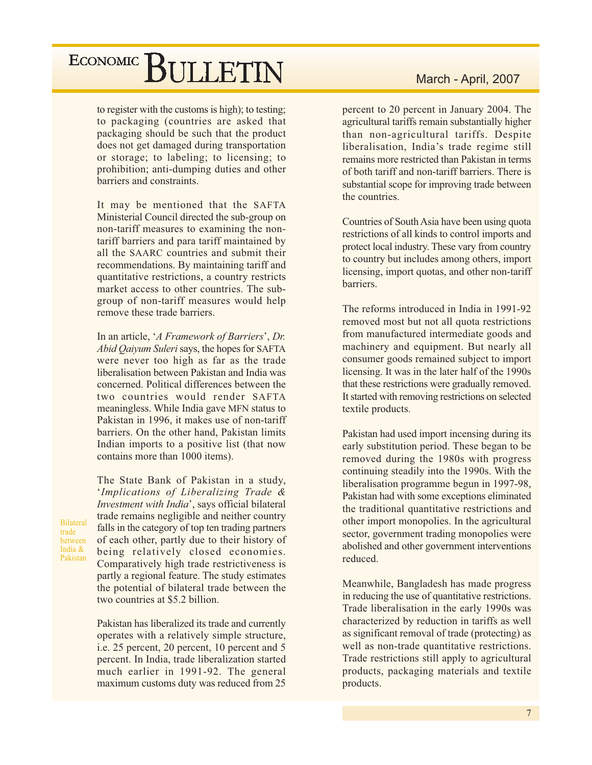to register with the customs is high); to testing; to packaging (countries are asked that packaging should be such that the product does not get damaged during transportation or storage; to labeling; to licensing; to prohibition; anti-dumping duties and other barriers and constraints.

It may be mentioned that the SAFTA Ministerial Council directed the sub-group on non-tariff measures to examining the non-tariff barriers and para tariff maintained by all the SAARC countries and submit their recommendations. By maintaining tariff and quantitative restrictions, a country restricts market access to other countries. The sub-group of non-tariff measures would help remove these trade barriers.

In an article, '*A Framework of Barriers*', *Dr. Abid Qaiyum Suleri* says, the hopes for SAFTA were never too high as far as the trade liberalisation between Pakistan and India was concerned. Political differences between the two countries would render SAFTA meaningless. While India gave MFN status to Pakistan in 1996, it makes use of non-tariff barriers. On the other hand, Pakistan limits Indian imports to a positive list (that now contains more than 1000 items).

Bilateral trade between India & Pakistan

The State Bank of Pakistan in a study, '*Implications of Liberalizing Trade & Investment with India*', says official bilateral trade remains negligible and neither country falls in the category of top ten trading partners of each other, partly due to their history of being relatively closed economies. Comparatively high trade restrictiveness is partly a regional feature. The study estimates the potential of bilateral trade between the two countries at $5.2 billion.

Pakistan has liberalized its trade and currently operates with a relatively simple structure, i.e. 25 percent, 20 percent, 10 percent and 5 percent. In India, trade liberalization started much earlier in 1991-92. The general maximum customs duty was reduced from 25 percent to 20 percent in January 2004. The agricultural tariffs remain substantially higher than non-agricultural tariffs. Despite liberalisation, India's trade regime still remains more restricted than Pakistan in terms of both tariff and non-tariff barriers. There is substantial scope for improving trade between the countries.

Countries of South Asia have been using quota restrictions of all kinds to control imports and protect local industry. These vary from country to country but includes among others, import licensing, import quotas, and other non-tariff barriers.

The reforms introduced in India in 1991-92 removed most but not all quota restrictions from manufactured intermediate goods and machinery and equipment. But nearly all consumer goods remained subject to import licensing. It was in the later half of the 1990s that these restrictions were gradually removed. It started with removing restrictions on selected textile products.

Pakistan had used import incensing during its early substitution period. These began to be removed during the 1980s with progress continuing steadily into the 1990s. With the liberalisation programme begun in 1997-98, Pakistan had with some exceptions eliminated the traditional quantitative restrictions and other import monopolies. In the agricultural sector, government trading monopolies were abolished and other government interventions reduced.

Meanwhile, Bangladesh has made progress in reducing the use of quantitative restrictions. Trade liberalisation in the early 1990s was characterized by reduction in tariffs as well as significant removal of trade (protecting) as well as non-trade quantitative restrictions. Trade restrictions still apply to agricultural products, packaging materials and textile products.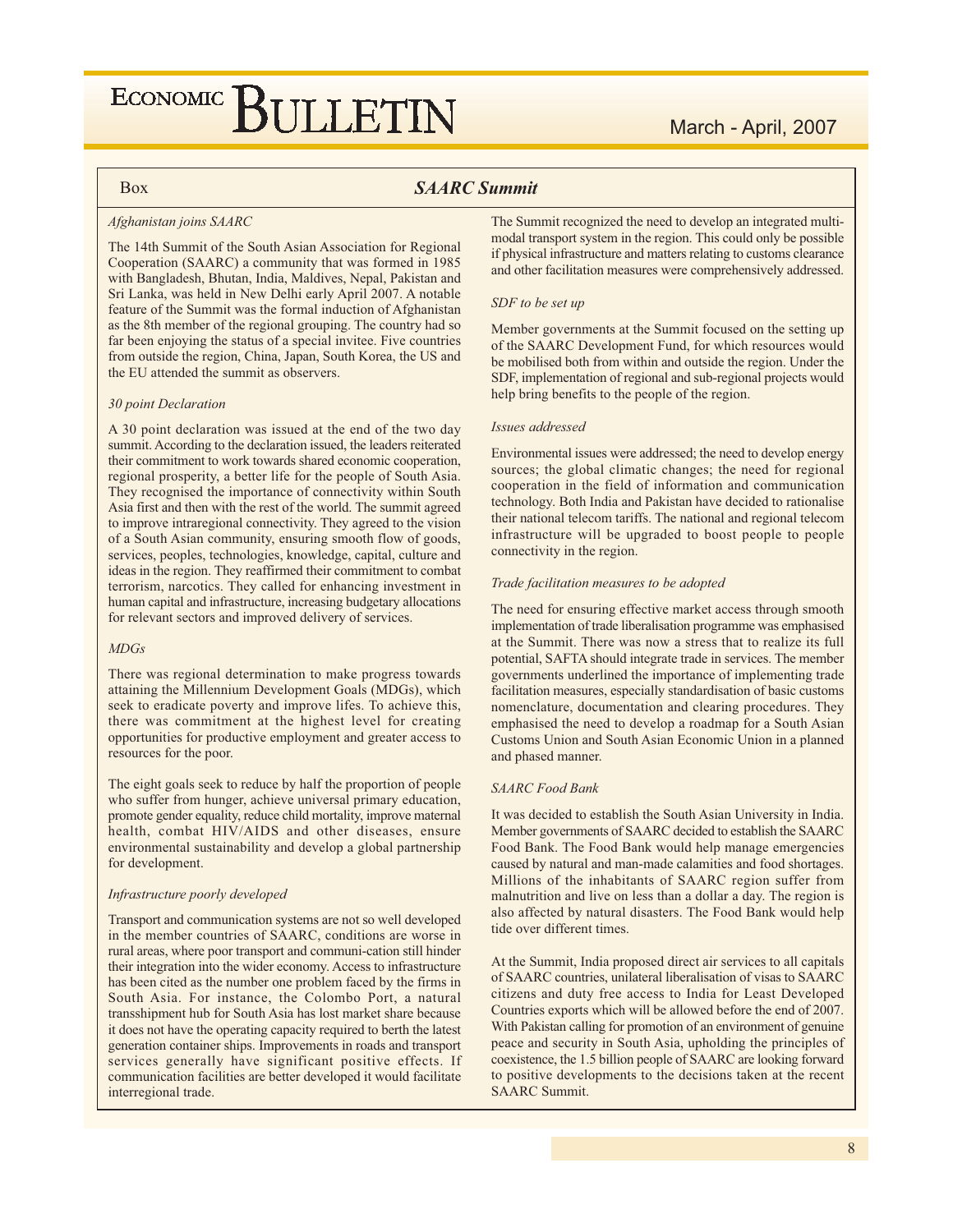Box

## SAARC Summit

*Afghanistan joins SAARC*

The 14th Summit of the South Asian Association for Regional Cooperation (SAARC) a community that was formed in 1985 with Bangladesh, Bhutan, India, Maldives, Nepal, Pakistan and Sri Lanka, was held in New Delhi early April 2007. A notable feature of the Summit was the formal induction of Afghanistan as the 8th member of the regional grouping. The country had so far been enjoying the status of a special invitee. Five countries from outside the region, China, Japan, South Korea, the US and the EU attended the summit as observers.

*30 point Declaration*

A 30 point declaration was issued at the end of the two day summit. According to the declaration issued, the leaders reiterated their commitment to work towards shared economic cooperation, regional prosperity, a better life for the people of South Asia. They recognised the importance of connectivity within South Asia first and then with the rest of the world. The summit agreed to improve intraregional connectivity. They agreed to the vision of a South Asian community, ensuring smooth flow of goods, services, peoples, technologies, knowledge, capital, culture and ideas in the region. They reaffirmed their commitment to combat terrorism, narcotics. They called for enhancing investment in human capital and infrastructure, increasing budgetary allocations for relevant sectors and improved delivery of services.

*MDGs*

There was regional determination to make progress towards attaining the Millennium Development Goals (MDGs), which seek to eradicate poverty and improve lifes. To achieve this, there was commitment at the highest level for creating opportunities for productive employment and greater access to resources for the poor.

The eight goals seek to reduce by half the proportion of people who suffer from hunger, achieve universal primary education, promote gender equality, reduce child mortality, improve maternal health, combat HIV/AIDS and other diseases, ensure environmental sustainability and develop a global partnership for development.

*Infrastructure poorly developed*

Transport and communication systems are not so well developed in the member countries of SAARC, conditions are worse in rural areas, where poor transport and communi-cation still hinder their integration into the wider economy. Access to infrastructure has been cited as the number one problem faced by the firms in South Asia. For instance, the Colombo Port, a natural transshipment hub for South Asia has lost market share because it does not have the operating capacity required to berth the latest generation container ships. Improvements in roads and transport services generally have significant positive effects. If communication facilities are better developed it would facilitate interregional trade.

The Summit recognized the need to develop an integrated multi-modal transport system in the region. This could only be possible if physical infrastructure and matters relating to customs clearance and other facilitation measures were comprehensively addressed.

*SDF to be set up*

Member governments at the Summit focused on the setting up of the SAARC Development Fund, for which resources would be mobilised both from within and outside the region. Under the SDF, implementation of regional and sub-regional projects would help bring benefits to the people of the region.

*Issues addressed*

Environmental issues were addressed; the need to develop energy sources; the global climatic changes; the need for regional cooperation in the field of information and communication technology. Both India and Pakistan have decided to rationalise their national telecom tariffs. The national and regional telecom infrastructure will be upgraded to boost people to people connectivity in the region.

*Trade facilitation measures to be adopted*

The need for ensuring effective market access through smooth implementation of trade liberalisation programme was emphasised at the Summit. There was now a stress that to realize its full potential, SAFTA should integrate trade in services. The member governments underlined the importance of implementing trade facilitation measures, especially standardisation of basic customs nomenclature, documentation and clearing procedures. They emphasised the need to develop a roadmap for a South Asian Customs Union and South Asian Economic Union in a planned and phased manner.

*SAARC Food Bank*

It was decided to establish the South Asian University in India. Member governments of SAARC decided to establish the SAARC Food Bank. The Food Bank would help manage emergencies caused by natural and man-made calamities and food shortages. Millions of the inhabitants of SAARC region suffer from malnutrition and live on less than a dollar a day. The region is also affected by natural disasters. The Food Bank would help tide over different times.

At the Summit, India proposed direct air services to all capitals of SAARC countries, unilateral liberalisation of visas to SAARC citizens and duty free access to India for Least Developed Countries exports which will be allowed before the end of 2007. With Pakistan calling for promotion of an environment of genuine peace and security in South Asia, upholding the principles of coexistence, the 1.5 billion people of SAARC are looking forward to positive developments to the decisions taken at the recent SAARC Summit.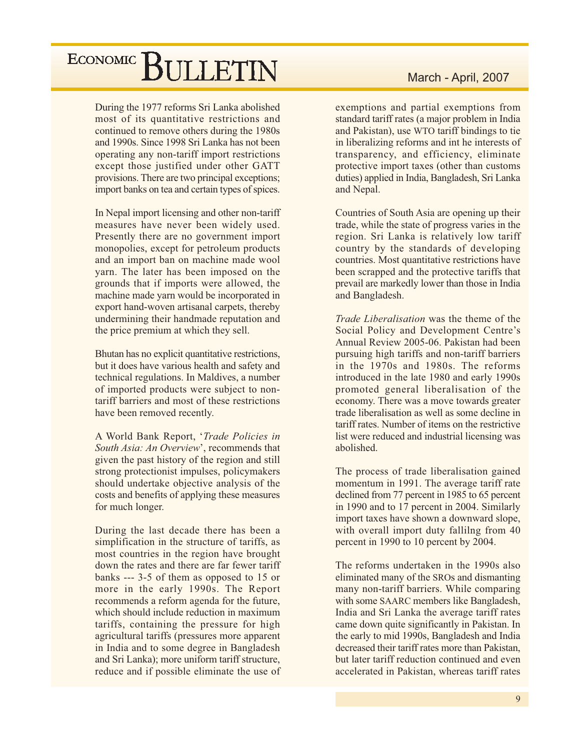During the 1977 reforms Sri Lanka abolished most of its quantitative restrictions and continued to remove others during the 1980s and 1990s. Since 1998 Sri Lanka has not been operating any non-tariff import restrictions except those justified under other GATT provisions. There are two principal exceptions; import banks on tea and certain types of spices.

In Nepal import licensing and other non-tariff measures have never been widely used. Presently there are no government import monopolies, except for petroleum products and an import ban on machine made wool yarn. The later has been imposed on the grounds that if imports were allowed, the machine made yarn would be incorporated in export hand-woven artisanal carpets, thereby undermining their handmade reputation and the price premium at which they sell.

Bhutan has no explicit quantitative restrictions, but it does have various health and safety and technical regulations. In Maldives, a number of imported products were subject to non-tariff barriers and most of these restrictions have been removed recently.

A World Bank Report, '*Trade Policies in South Asia: An Overview*', recommends that given the past history of the region and still strong protectionist impulses, policymakers should undertake objective analysis of the costs and benefits of applying these measures for much longer.

During the last decade there has been a simplification in the structure of tariffs, as most countries in the region have brought down the rates and there are far fewer tariff banks --- 3-5 of them as opposed to 15 or more in the early 1990s. The Report recommends a reform agenda for the future, which should include reduction in maximum tariffs, containing the pressure for high agricultural tariffs (pressures more apparent in India and to some degree in Bangladesh and Sri Lanka); more uniform tariff structure, reduce and if possible eliminate the use of exemptions and partial exemptions from standard tariff rates (a major problem in India and Pakistan), use WTO tariff bindings to tie in liberalizing reforms and int he interests of transparency, and efficiency, eliminate protective import taxes (other than customs duties) applied in India, Bangladesh, Sri Lanka and Nepal.

Countries of South Asia are opening up their trade, while the state of progress varies in the region. Sri Lanka is relatively low tariff country by the standards of developing countries. Most quantitative restrictions have been scrapped and the protective tariffs that prevail are markedly lower than those in India and Bangladesh.

*Trade Liberalisation* was the theme of the Social Policy and Development Centre's Annual Review 2005-06. Pakistan had been pursuing high tariffs and non-tariff barriers in the 1970s and 1980s. The reforms introduced in the late 1980 and early 1990s promoted general liberalisation of the economy. There was a move towards greater trade liberalisation as well as some decline in tariff rates. Number of items on the restrictive list were reduced and industrial licensing was abolished.

The process of trade liberalisation gained momentum in 1991. The average tariff rate declined from 77 percent in 1985 to 65 percent in 1990 and to 17 percent in 2004. Similarly import taxes have shown a downward slope, with overall import duty fallilng from 40 percent in 1990 to 10 percent by 2004.

The reforms undertaken in the 1990s also eliminated many of the SROs and dismanting many non-tariff barriers. While comparing with some SAARC members like Bangladesh, India and Sri Lanka the average tariff rates came down quite significantly in Pakistan. In the early to mid 1990s, Bangladesh and India decreased their tariff rates more than Pakistan, but later tariff reduction continued and even accelerated in Pakistan, whereas tariff rates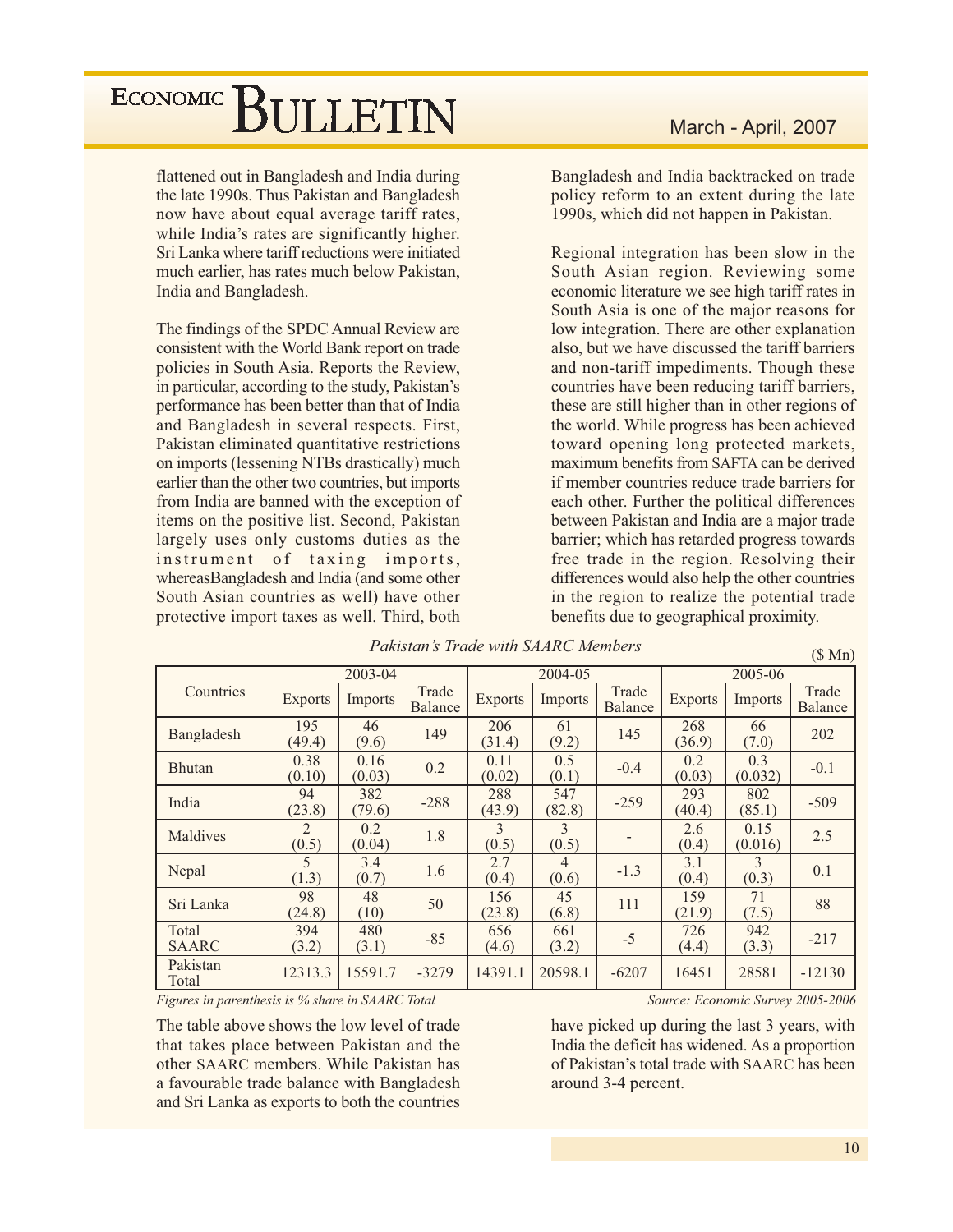flattened out in Bangladesh and India during the late 1990s. Thus Pakistan and Bangladesh now have about equal average tariff rates, while India's rates are significantly higher. Sri Lanka where tariff reductions were initiated much earlier, has rates much below Pakistan, India and Bangladesh.

The findings of the SPDC Annual Review are consistent with the World Bank report on trade policies in South Asia. Reports the Review, in particular, according to the study, Pakistan's performance has been better than that of India and Bangladesh in several respects. First, Pakistan eliminated quantitative restrictions on imports (lessening NTBs drastically) much earlier than the other two countries, but imports from India are banned with the exception of items on the positive list. Second, Pakistan largely uses only customs duties as the instrument of taxing imports, whereasBangladesh and India (and some other South Asian countries as well) have other protective import taxes as well. Third, both Bangladesh and India backtracked on trade policy reform to an extent during the late 1990s, which did not happen in Pakistan.

Regional integration has been slow in the South Asian region. Reviewing some economic literature we see high tariff rates in South Asia is one of the major reasons for low integration. There are other explanation also, but we have discussed the tariff barriers and non-tariff impediments. Though these countries have been reducing tariff barriers, these are still higher than in other regions of the world. While progress has been achieved toward opening long protected markets, maximum benefits from SAFTA can be derived if member countries reduce trade barriers for each other. Further the political differences between Pakistan and India are a major trade barrier; which has retarded progress towards free trade in the region. Resolving their differences would also help the other countries in the region to realize the potential trade benefits due to geographical proximity.

*Pakistan's Trade with SAARC Members*

($ Mn)

| Countries | 2003-04 | | | 2004-05 | | | 2005-06 | | |
|---|---|---|---|---|---|---|---|---|---|
| | Exports | Imports | Trade Balance | Exports | Imports | Trade Balance | Exports | Imports | Trade Balance |
| Bangladesh | 195 (49.4) | 46 (9.6) | 149 | 206 (31.4) | 61 (9.2) | 145 | 268 (36.9) | 66 (7.0) | 202 |
| Bhutan | 0.38 (0.10) | 0.16 (0.03) | 0.2 | 0.11 (0.02) | 0.5 (0.1) | -0.4 | 0.2 (0.03) | 0.3 (0.032) | -0.1 |
| India | 94 (23.8) | 382 (79.6) | -288 | 288 (43.9) | 547 (82.8) | -259 | 293 (40.4) | 802 (85.1) | -509 |
| Maldives | 2 (0.5) | 0.2 (0.04) | 1.8 | 3 (0.5) | 3 (0.5) | - | 2.6 (0.4) | 0.15 (0.016) | 2.5 |
| Nepal | 5 (1.3) | 3.4 (0.7) | 1.6 | 2.7 (0.4) | 4 (0.6) | -1.3 | 3.1 (0.4) | 3 (0.3) | 0.1 |
| Sri Lanka | 98 (24.8) | 48 (10) | 50 | 156 (23.8) | 45 (6.8) | 111 | 159 (21.9) | 71 (7.5) | 88 |
| Total SAARC | 394 (3.2) | 480 (3.1) | -85 | 656 (4.6) | 661 (3.2) | -5 | 726 (4.4) | 942 (3.3) | -217 |
| Pakistan Total | 12313.3 | 15591.7 | -3279 | 14391.1 | 20598.1 | -6207 | 16451 | 28581 | -12130 |

*Figures in parenthesis is % share in SAARC Total*

*Source: Economic Survey 2005-2006*

The table above shows the low level of trade that takes place between Pakistan and the other SAARC members. While Pakistan has a favourable trade balance with Bangladesh and Sri Lanka as exports to both the countries have picked up during the last 3 years, with India the deficit has widened. As a proportion of Pakistan's total trade with SAARC has been around 3-4 percent.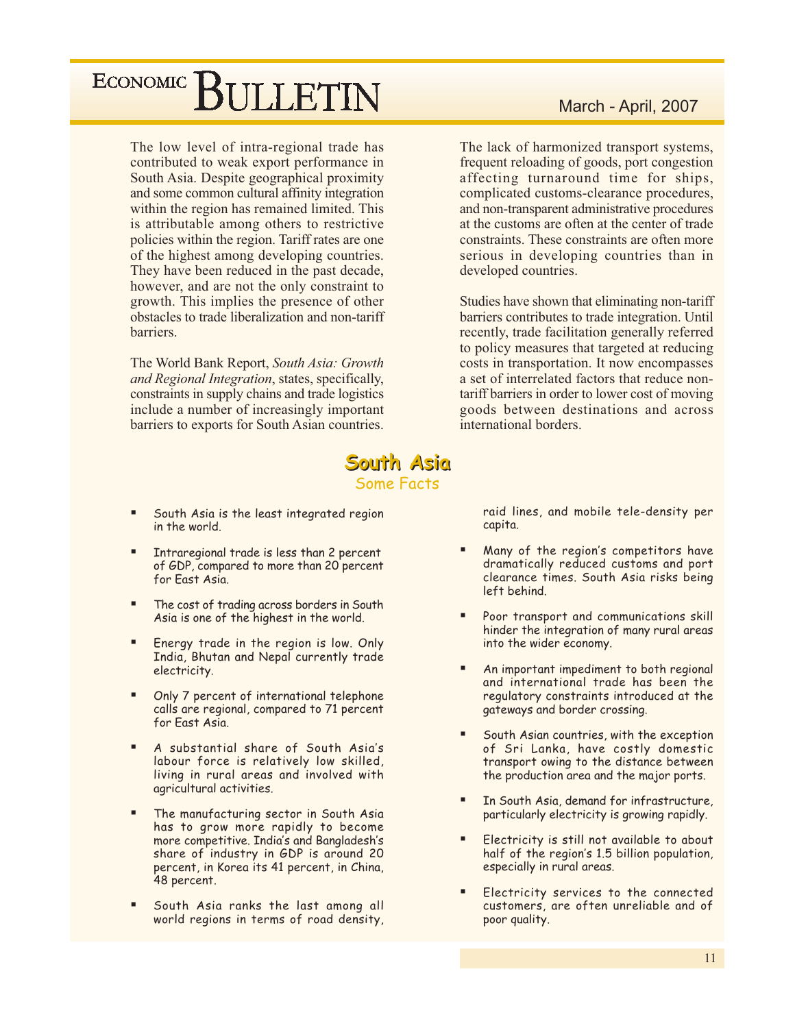The low level of intra-regional trade has contributed to weak export performance in South Asia. Despite geographical proximity and some common cultural affinity integration within the region has remained limited. This is attributable among others to restrictive policies within the region. Tariff rates are one of the highest among developing countries. They have been reduced in the past decade, however, and are not the only constraint to growth. This implies the presence of other obstacles to trade liberalization and non-tariff barriers.

The World Bank Report, *South Asia: Growth and Regional Integration*, states, specifically, constraints in supply chains and trade logistics include a number of increasingly important barriers to exports for South Asian countries.

The lack of harmonized transport systems, frequent reloading of goods, port congestion affecting turnaround time for ships, complicated customs-clearance procedures, and non-transparent administrative procedures at the customs are often at the center of trade constraints. These constraints are often more serious in developing countries than in developed countries.

Studies have shown that eliminating non-tariff barriers contributes to trade integration. Until recently, trade facilitation generally referred to policy measures that targeted at reducing costs in transportation. It now encompasses a set of interrelated factors that reduce non-tariff barriers in order to lower cost of moving goods between destinations and across international borders.

## South Asia

### Some Facts

- South Asia is the least integrated region in the world.
- Intraregional trade is less than 2 percent of GDP, compared to more than 20 percent for East Asia.
- The cost of trading across borders in South Asia is one of the highest in the world.
- Energy trade in the region is low. Only India, Bhutan and Nepal currently trade electricity.
- Only 7 percent of international telephone calls are regional, compared to 71 percent for East Asia.
- A substantial share of South Asia's labour force is relatively low skilled, living in rural areas and involved with agricultural activities.
- The manufacturing sector in South Asia has to grow more rapidly to become more competitive. India's and Bangladesh's share of industry in GDP is around 20 percent, in Korea its 41 percent, in China, 48 percent.
- South Asia ranks the last among all world regions in terms of road density, raid lines, and mobile tele-density per capita.
- Many of the region's competitors have dramatically reduced customs and port clearance times. South Asia risks being left behind.
- Poor transport and communications skill hinder the integration of many rural areas into the wider economy.
- An important impediment to both regional and international trade has been the regulatory constraints introduced at the gateways and border crossing.
- South Asian countries, with the exception of Sri Lanka, have costly domestic transport owing to the distance between the production area and the major ports.
- In South Asia, demand for infrastructure, particularly electricity is growing rapidly.
- Electricity is still not available to about half of the region's 1.5 billion population, especially in rural areas.
- Electricity services to the connected customers, are often unreliable and of poor quality.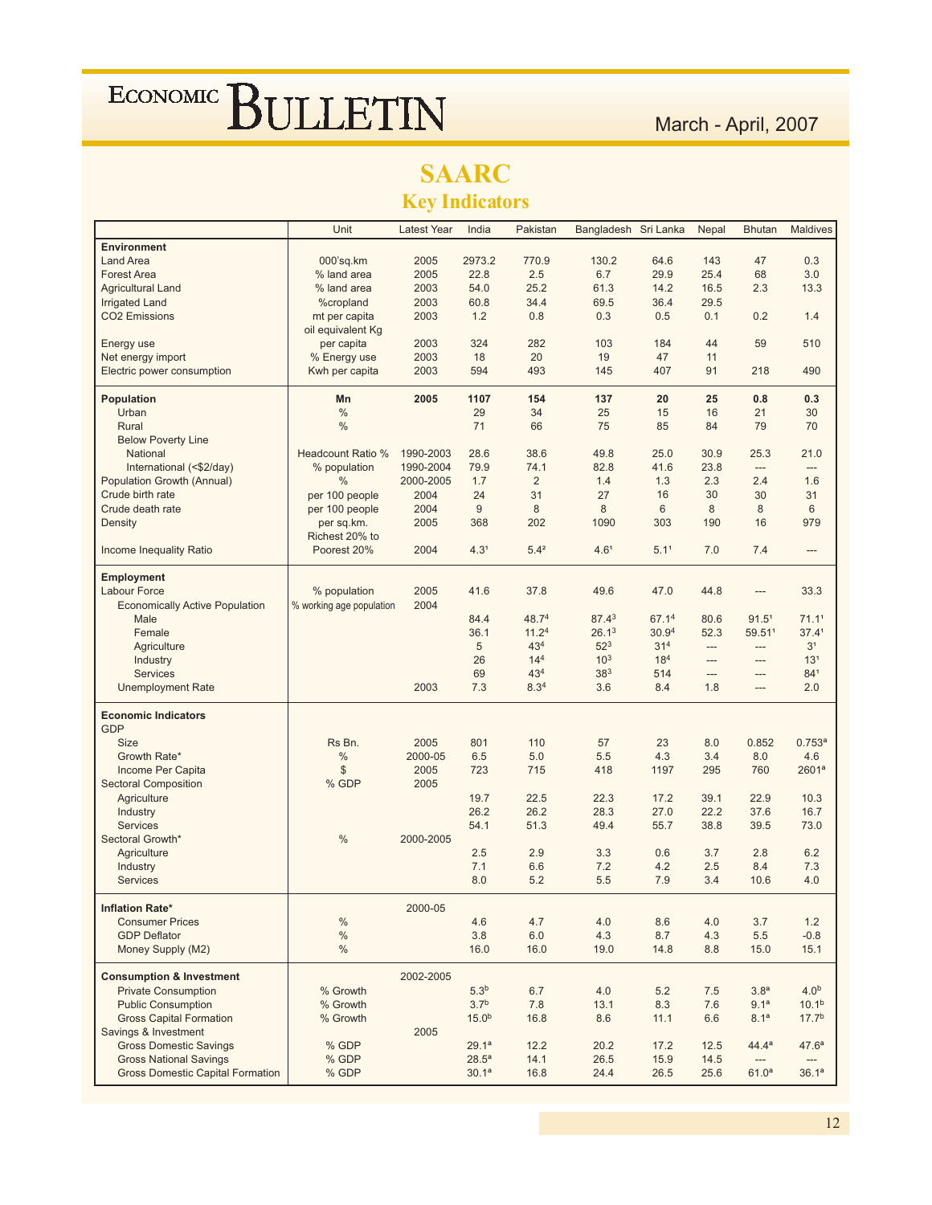# SAARC

## Key Indicators

| | Unit | Latest Year | India | Pakistan | Bangladesh | Sri Lanka | Nepal | Bhutan | Maldives |
|---|---|---|---|---|---|---|---|---|---|
| **Environment** | | | | | | | | | |
| Land Area | 000'sq.km | 2005 | 2973.2 | 770.9 | 130.2 | 64.6 | 143 | 47 | 0.3 |
| Forest Area | % land area | 2005 | 22.8 | 2.5 | 6.7 | 29.9 | 25.4 | 68 | 3.0 |
| Agricultural Land | % land area | 2003 | 54.0 | 25.2 | 61.3 | 14.2 | 16.5 | 2.3 | 13.3 |
| Irrigated Land | %cropland | 2003 | 60.8 | 34.4 | 69.5 | 36.4 | 29.5 | | |
| CO2 Emissions | mt per capita | 2003 | 1.2 | 0.8 | 0.3 | 0.5 | 0.1 | 0.2 | 1.4 |
| Energy use | oil equivalent Kg per capita | 2003 | 324 | 282 | 103 | 184 | 44 | 59 | 510 |
| Net energy import | % Energy use | 2003 | 18 | 20 | 19 | 47 | 11 | | |
| Electric power consumption | Kwh per capita | 2003 | 594 | 493 | 145 | 407 | 91 | 218 | 490 |
| **Population** | **Mn** | **2005** | **1107** | **154** | **137** | **20** | **25** | **0.8** | **0.3** |
| Urban | % | | 29 | 34 | 25 | 15 | 16 | 21 | 30 |
| Rural | % | | 71 | 66 | 75 | 85 | 84 | 79 | 70 |
| Below Poverty Line | | | | | | | | | |
| National | Headcount Ratio % | 1990-2003 | 28.6 | 38.6 | 49.8 | 25.0 | 30.9 | 25.3 | 21.0 |
| International (<$2/day) | % population | 1990-2004 | 79.9 | 74.1 | 82.8 | 41.6 | 23.8 | --- | --- |
| Population Growth (Annual) | % | 2000-2005 | 1.7 | 2 | 1.4 | 1.3 | 2.3 | 2.4 | 1.6 |
| Crude birth rate | per 100 people | 2004 | 24 | 31 | 27 | 16 | 30 | 30 | 31 |
| Crude death rate | per 100 people | 2004 | 9 | 8 | 8 | 6 | 8 | 8 | 6 |
| Density | per sq.km. | 2005 | 368 | 202 | 1090 | 303 | 190 | 16 | 979 |
| Income Inequality Ratio | Richest 20% to Poorest 20% | 2004 | 4.3[1] | 5.4[2] | 4.6[1] | 5.1[1] | 7.0 | 7.4 | --- |
| **Employment** | | | | | | | | | |
| Labour Force | % population | 2005 | 41.6 | 37.8 | 49.6 | 47.0 | 44.8 | --- | 33.3 |
| Economically Active Population | % working age population | 2004 | | | | | | | |
| Male | | | 84.4 | 48.7[4] | 87.4[3] | 67.1[4] | 80.6 | 91.5[1] | 71.1[1] |
| Female | | | 36.1 | 11.2[4] | 26.1[3] | 30.9[4] | 52.3 | 59.51[1] | 37.4[1] |
| Agriculture | | | 5 | 43[4] | 52[3] | 31[4] | --- | --- | 3[1] |
| Industry | | | 26 | 14[4] | 10[3] | 18[4] | --- | --- | 13[1] |
| Services | | | 69 | 43[4] | 38[3] | 514 | --- | --- | 84[1] |
| Unemployment Rate | | 2003 | 7.3 | 8.3[4] | 3.6 | 8.4 | 1.8 | --- | 2.0 |
| **Economic Indicators** | | | | | | | | | |
| GDP | | | | | | | | | |
| Size | Rs Bn. | 2005 | 801 | 110 | 57 | 23 | 8.0 | 0.852 | 0.753[a] |
| Growth Rate* | % | 2000-05 | 6.5 | 5.0 | 5.5 | 4.3 | 3.4 | 8.0 | 4.6 |
| Income Per Capita | $ | 2005 | 723 | 715 | 418 | 1197 | 295 | 760 | 2601[a] |
| Sectoral Composition | % GDP | 2005 | | | | | | | |
| Agriculture | | | 19.7 | 22.5 | 22.3 | 17.2 | 39.1 | 22.9 | 10.3 |
| Industry | | | 26.2 | 26.2 | 28.3 | 27.0 | 22.2 | 37.6 | 16.7 |
| Services | | | 54.1 | 51.3 | 49.4 | 55.7 | 38.8 | 39.5 | 73.0 |
| Sectoral Growth* | % | 2000-2005 | | | | | | | |
| Agriculture | | | 2.5 | 2.9 | 3.3 | 0.6 | 3.7 | 2.8 | 6.2 |
| Industry | | | 7.1 | 6.6 | 7.2 | 4.2 | 2.5 | 8.4 | 7.3 |
| Services | | | 8.0 | 5.2 | 5.5 | 7.9 | 3.4 | 10.6 | 4.0 |
| **Inflation Rate*** | | 2000-05 | | | | | | | |
| Consumer Prices | % | | 4.6 | 4.7 | 4.0 | 8.6 | 4.0 | 3.7 | 1.2 |
| GDP Deflator | % | | 3.8 | 6.0 | 4.3 | 8.7 | 4.3 | 5.5 | -0.8 |
| Money Supply (M2) | % | | 16.0 | 16.0 | 19.0 | 14.8 | 8.8 | 15.0 | 15.1 |
| **Consumption & Investment** | | 2002-2005 | | | | | | | |
| Private Consumption | % Growth | | 5.3[b] | 6.7 | 4.0 | 5.2 | 7.5 | 3.8[a] | 4.0[b] |
| Public Consumption | % Growth | | 3.7[b] | 7.8 | 13.1 | 8.3 | 7.6 | 9.1[a] | 10.1[b] |
| Gross Capital Formation | % Growth | | 15.0[b] | 16.8 | 8.6 | 11.1 | 6.6 | 8.1[a] | 17.7[b] |
| Savings & Investment | | 2005 | | | | | | | |
| Gross Domestic Savings | % GDP | | 29.1[a] | 12.2 | 20.2 | 17.2 | 12.5 | 44.4[a] | 47.6[a] |
| Gross National Savings | % GDP | | 28.5[a] | 14.1 | 26.5 | 15.9 | 14.5 | --- | --- |
| Gross Domestic Capital Formation | % GDP | | 30.1[a] | 16.8 | 24.4 | 26.5 | 25.6 | 61.0[a] | 36.1[a] |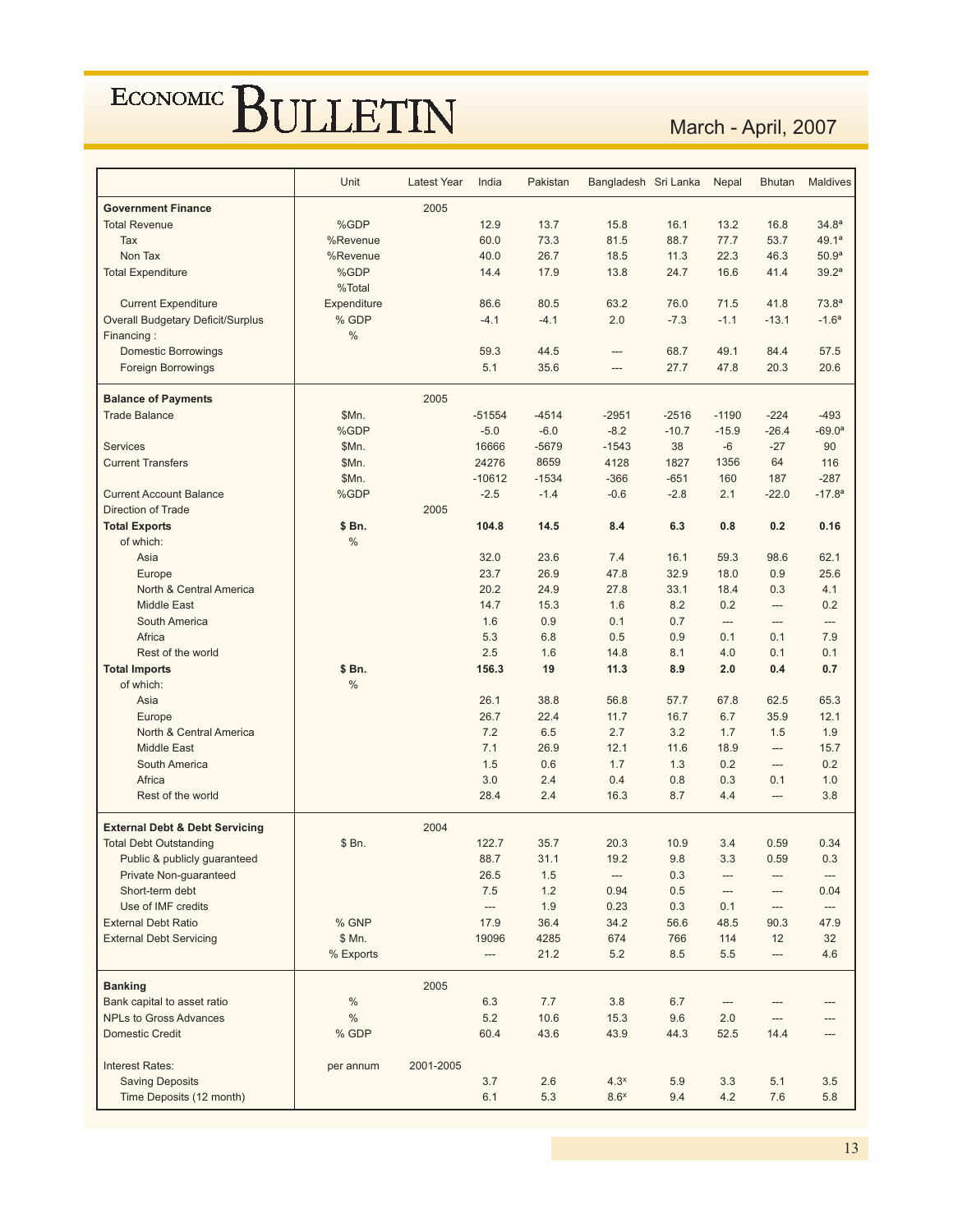| | Unit | Latest Year | India | Pakistan | Bangladesh | Sri Lanka | Nepal | Bhutan | Maldives |
|---|---|---|---|---|---|---|---|---|---|
| **Government Finance** | | 2005 | | | | | | | |
| Total Revenue | %GDP | | 12.9 | 13.7 | 15.8 | 16.1 | 13.2 | 16.8 | 34.8[a] |
| Tax | %Revenue | | 60.0 | 73.3 | 81.5 | 88.7 | 77.7 | 53.7 | 49.1[a] |
| Non Tax | %Revenue | | 40.0 | 26.7 | 18.5 | 11.3 | 22.3 | 46.3 | 50.9[a] |
| Total Expenditure | %GDP | | 14.4 | 17.9 | 13.8 | 24.7 | 16.6 | 41.4 | 39.2[a] |
| Current Expenditure | %Total Expenditure | | 86.6 | 80.5 | 63.2 | 76.0 | 71.5 | 41.8 | 73.8[a] |
| Overall Budgetary Deficit/Surplus | % GDP | | -4.1 | -4.1 | 2.0 | -7.3 | -1.1 | -13.1 | -1.6[a] |
| Financing : | % | | | | | | | | |
| Domestic Borrowings | | | 59.3 | 44.5 | --- | 68.7 | 49.1 | 84.4 | 57.5 |
| Foreign Borrowings | | | 5.1 | 35.6 | --- | 27.7 | 47.8 | 20.3 | 20.6 |
| **Balance of Payments** | | 2005 | | | | | | | |
| Trade Balance | $Mn. | | -51554 | -4514 | -2951 | -2516 | -1190 | -224 | -493 |
| | %GDP | | -5.0 | -6.0 | -8.2 | -10.7 | -15.9 | -26.4 | -69.0[a] |
| Services | $Mn. | | 16666 | -5679 | -1543 | 38 | -6 | -27 | 90 |
| Current Transfers | $Mn. | | 24276 | 8659 | 4128 | 1827 | 1356 | 64 | 116 |
| | $Mn. | | -10612 | -1534 | -366 | -651 | 160 | 187 | -287 |
| Current Account Balance | %GDP | | -2.5 | -1.4 | -0.6 | -2.8 | 2.1 | -22.0 | -17.8[a] |
| Direction of Trade | | 2005 | | | | | | | |
| **Total Exports** | **$ Bn.** | | **104.8** | **14.5** | **8.4** | **6.3** | **0.8** | **0.2** | **0.16** |
| of which: | % | | | | | | | | |
| Asia | | | 32.0 | 23.6 | 7.4 | 16.1 | 59.3 | 98.6 | 62.1 |
| Europe | | | 23.7 | 26.9 | 47.8 | 32.9 | 18.0 | 0.9 | 25.6 |
| North & Central America | | | 20.2 | 24.9 | 27.8 | 33.1 | 18.4 | 0.3 | 4.1 |
| Middle East | | | 14.7 | 15.3 | 1.6 | 8.2 | 0.2 | --- | 0.2 |
| South America | | | 1.6 | 0.9 | 0.1 | 0.7 | --- | --- | --- |
| Africa | | | 5.3 | 6.8 | 0.5 | 0.9 | 0.1 | 0.1 | 7.9 |
| Rest of the world | | | 2.5 | 1.6 | 14.8 | 8.1 | 4.0 | 0.1 | 0.1 |
| **Total Imports** | **$ Bn.** | | **156.3** | **19** | **11.3** | **8.9** | **2.0** | **0.4** | **0.7** |
| of which: | % | | | | | | | | |
| Asia | | | 26.1 | 38.8 | 56.8 | 57.7 | 67.8 | 62.5 | 65.3 |
| Europe | | | 26.7 | 22.4 | 11.7 | 16.7 | 6.7 | 35.9 | 12.1 |
| North & Central America | | | 7.2 | 6.5 | 2.7 | 3.2 | 1.7 | 1.5 | 1.9 |
| Middle East | | | 7.1 | 26.9 | 12.1 | 11.6 | 18.9 | --- | 15.7 |
| South America | | | 1.5 | 0.6 | 1.7 | 1.3 | 0.2 | --- | 0.2 |
| Africa | | | 3.0 | 2.4 | 0.4 | 0.8 | 0.3 | 0.1 | 1.0 |
| Rest of the world | | | 28.4 | 2.4 | 16.3 | 8.7 | 4.4 | --- | 3.8 |
| **External Debt & Debt Servicing** | | 2004 | | | | | | | |
| Total Debt Outstanding | $ Bn. | | 122.7 | 35.7 | 20.3 | 10.9 | 3.4 | 0.59 | 0.34 |
| Public & publicly guaranteed | | | 88.7 | 31.1 | 19.2 | 9.8 | 3.3 | 0.59 | 0.3 |
| Private Non-guaranteed | | | 26.5 | 1.5 | --- | 0.3 | --- | --- | --- |
| Short-term debt | | | 7.5 | 1.2 | 0.94 | 0.5 | --- | --- | 0.04 |
| Use of IMF credits | | | --- | 1.9 | 0.23 | 0.3 | 0.1 | --- | --- |
| External Debt Ratio | % GNP | | 17.9 | 36.4 | 34.2 | 56.6 | 48.5 | 90.3 | 47.9 |
| External Debt Servicing | $ Mn. | | 19096 | 4285 | 674 | 766 | 114 | 12 | 32 |
| | % Exports | | --- | 21.2 | 5.2 | 8.5 | 5.5 | --- | 4.6 |
| **Banking** | | 2005 | | | | | | | |
| Bank capital to asset ratio | % | | 6.3 | 7.7 | 3.8 | 6.7 | --- | --- | --- |
| NPLs to Gross Advances | % | | 5.2 | 10.6 | 15.3 | 9.6 | 2.0 | --- | --- |
| Domestic Credit | % GDP | | 60.4 | 43.6 | 43.9 | 44.3 | 52.5 | 14.4 | --- |
| Interest Rates: | per annum | 2001-2005 | | | | | | | |
| Saving Deposits | | | 3.7 | 2.6 | 4.3[x] | 5.9 | 3.3 | 5.1 | 3.5 |
| Time Deposits (12 month) | | | 6.1 | 5.3 | 8.6[x] | 9.4 | 4.2 | 7.6 | 5.8 |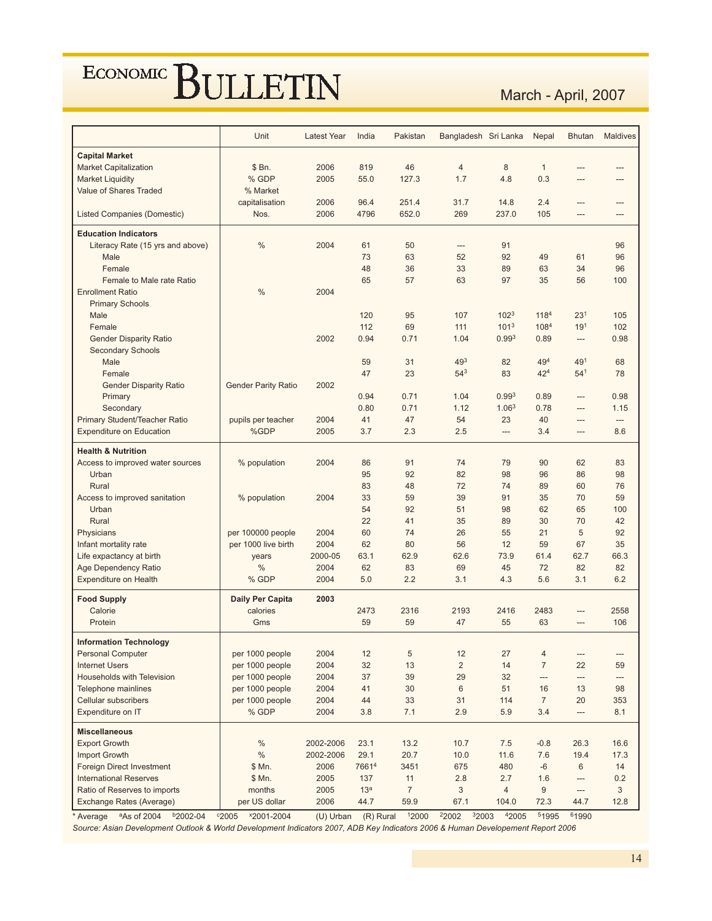| | Unit | Latest Year | India | Pakistan | Bangladesh | Sri Lanka | Nepal | Bhutan | Maldives |
|---|---|---|---|---|---|---|---|---|---|
| **Capital Market** | | | | | | | | | |
| Market Capitalization | $ Bn. | 2006 | 819 | 46 | 4 | 8 | 1 | --- | --- |
| Market Liquidity | % GDP | 2005 | 55.0 | 127.3 | 1.7 | 4.8 | 0.3 | --- | --- |
| Value of Shares Traded | % Market capitalisation | 2006 | 96.4 | 251.4 | 31.7 | 14.8 | 2.4 | --- | --- |
| Listed Companies (Domestic) | Nos. | 2006 | 4796 | 652.0 | 269 | 237.0 | 105 | --- | --- |
| **Education Indicators** | | | | | | | | | |
| Literacy Rate (15 yrs and above) | % | 2004 | 61 | 50 | --- | 91 | | | 96 |
| Male | | | 73 | 63 | 52 | 92 | 49 | 61 | 96 |
| Female | | | 48 | 36 | 33 | 89 | 63 | 34 | 96 |
| Female to Male rate Ratio | | | 65 | 57 | 63 | 97 | 35 | 56 | 100 |
| Enrollment Ratio | % | 2004 | | | | | | | |
| Primary Schools | | | | | | | | | |
| Male | | | 120 | 95 | 107 | 102[3] | 118[4] | 23[1] | 105 |
| Female | | | 112 | 69 | 111 | 101[3] | 108[4] | 19[1] | 102 |
| Gender Disparity Ratio | | 2002 | 0.94 | 0.71 | 1.04 | 0.99[3] | 0.89 | --- | 0.98 |
| Secondary Schools | | | | | | | | | |
| Male | | | 59 | 31 | 49[3] | 82 | 49[4] | 49[1] | 68 |
| Female | | | 47 | 23 | 54[3] | 83 | 42[4] | 54[1] | 78 |
| Gender Disparity Ratio | Gender Parity Ratio | 2002 | | | | | | | |
| Primary | | | 0.94 | 0.71 | 1.04 | 0.99[3] | 0.89 | --- | 0.98 |
| Secondary | | | 0.80 | 0.71 | 1.12 | 1.06[3] | 0.78 | --- | 1.15 |
| Primary Student/Teacher Ratio | pupils per teacher | 2004 | 41 | 47 | 54 | 23 | 40 | --- | --- |
| Expenditure on Education | %GDP | 2005 | 3.7 | 2.3 | 2.5 | --- | 3.4 | --- | 8.6 |
| **Health & Nutrition** | | | | | | | | | |
| Access to improved water sources | % population | 2004 | 86 | 91 | 74 | 79 | 90 | 62 | 83 |
| Urban | | | 95 | 92 | 82 | 98 | 96 | 86 | 98 |
| Rural | | | 83 | 48 | 72 | 74 | 89 | 60 | 76 |
| Access to improved sanitation | % population | 2004 | 33 | 59 | 39 | 91 | 35 | 70 | 59 |
| Urban | | | 54 | 92 | 51 | 98 | 62 | 65 | 100 |
| Rural | | | 22 | 41 | 35 | 89 | 30 | 70 | 42 |
| Physicians | per 100000 people | 2004 | 60 | 74 | 26 | 55 | 21 | 5 | 92 |
| Infant mortality rate | per 1000 live birth | 2004 | 62 | 80 | 56 | 12 | 59 | 67 | 35 |
| Life expactancy at birth | years | 2000-05 | 63.1 | 62.9 | 62.6 | 73.9 | 61.4 | 62.7 | 66.3 |
| Age Dependency Ratio | % | 2004 | 62 | 83 | 69 | 45 | 72 | 82 | 82 |
| Expenditure on Health | % GDP | 2004 | 5.0 | 2.2 | 3.1 | 4.3 | 5.6 | 3.1 | 6.2 |
| **Food Supply** | **Daily Per Capita** | **2003** | | | | | | | |
| Calorie | calories | | 2473 | 2316 | 2193 | 2416 | 2483 | --- | 2558 |
| Protein | Gms | | 59 | 59 | 47 | 55 | 63 | --- | 106 |
| **Information Technology** | | | | | | | | | |
| Personal Computer | per 1000 people | 2004 | 12 | 5 | 12 | 27 | 4 | --- | --- |
| Internet Users | per 1000 people | 2004 | 32 | 13 | 2 | 14 | 7 | 22 | 59 |
| Households with Television | per 1000 people | 2004 | 37 | 39 | 29 | 32 | --- | --- | --- |
| Telephone mainlines | per 1000 people | 2004 | 41 | 30 | 6 | 51 | 16 | 13 | 98 |
| Cellular subscribers | per 1000 people | 2004 | 44 | 33 | 31 | 114 | 7 | 20 | 353 |
| Expenditure on IT | % GDP | 2004 | 3.8 | 7.1 | 2.9 | 5.9 | 3.4 | --- | 8.1 |
| **Miscellaneous** | | | | | | | | | |
| Export Growth | % | 2002-2006 | 23.1 | 13.2 | 10.7 | 7.5 | -0.8 | 26.3 | 16.6 |
| Import Growth | % | 2002-2006 | 29.1 | 20.7 | 10.0 | 11.6 | 7.6 | 19.4 | 17.3 |
| Foreign Direct Investment | $ Mn. | 2006 | 7661[4] | 3451 | 675 | 480 | -6 | 6 | 14 |
| International Reserves | $ Mn. | 2005 | 137 | 11 | 2.8 | 2.7 | 1.6 | --- | 0.2 |
| Ratio of Reserves to imports | months | 2005 | 13[a] | 7 | 3 | 4 | 9 | --- | 3 |
| Exchange Rates (Average) | per US dollar | 2006 | 44.7 | 59.9 | 67.1 | 104.0 | 72.3 | 44.7 | 12.8 |

\* Average [a]As of 2004 [b]2002-04 [c]2005 [x]2001-2004 (U) Urban (R) Rural [1]2000 [2]2002 [3]2003 [4]2005 [5]1995 [6]1990

*Source: Asian Development Outlook & World Development Indicators 2007, ADB Key Indicators 2006 & Human Developement Report 2006*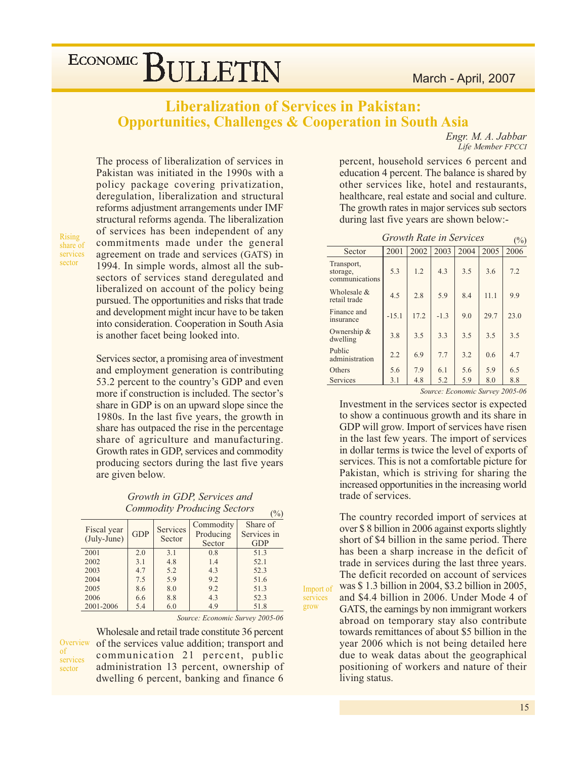# Liberalization of Services in Pakistan: Opportunities, Challenges & Cooperation in South Asia

*Engr. M. A. Jabbar*
*Life Member FPCCI*

The process of liberalization of services in Pakistan was initiated in the 1990s with a policy package covering privatization, deregulation, liberalization and structural reforms adjustment arrangements under IMF structural reforms agenda. The liberalization of services has been independent of any commitments made under the general agreement on trade and services (GATS) in 1994. In simple words, almost all the sub-sectors of services stand deregulated and liberalized on account of the policy being pursued. The opportunities and risks that trade and development might incur have to be taken into consideration. Cooperation in South Asia is another facet being looked into.

Rising share of services sector

Services sector, a promising area of investment and employment generation is contributing 53.2 percent to the country's GDP and even more if construction is included. The sector's share in GDP is on an upward slope since the 1980s. In the last five years, the growth in share has outpaced the rise in the percentage share of agriculture and manufacturing. Growth rates in GDP, services and commodity producing sectors during the last five years are given below.

*Growth in GDP, Services and Commodity Producing Sectors* (%)

| Fiscal year (July-June) | GDP | Services Sector | Commodity Producing Sector | Share of Services in GDP |
|---|---|---|---|---|
| 2001 | 2.0 | 3.1 | 0.8 | 51.3 |
| 2002 | 3.1 | 4.8 | 1.4 | 52.1 |
| 2003 | 4.7 | 5.2 | 4.3 | 52.3 |
| 2004 | 7.5 | 5.9 | 9.2 | 51.6 |
| 2005 | 8.6 | 8.0 | 9.2 | 51.3 |
| 2006 | 6.6 | 8.8 | 4.3 | 52.3 |
| 2001-2006 | 5.4 | 6.0 | 4.9 | 51.8 |

*Source: Economic Survey 2005-06*

Overview of services sector

Wholesale and retail trade constitute 36 percent of the services value addition; transport and communication 21 percent, public administration 13 percent, ownership of dwelling 6 percent, banking and finance 6 percent, household services 6 percent and education 4 percent. The balance is shared by other services like, hotel and restaurants, healthcare, real estate and social and culture. The growth rates in major services sub sectors during last five years are shown below:-

*Growth Rate in Services* (%)

| Sector | 2001 | 2002 | 2003 | 2004 | 2005 | 2006 |
|---|---|---|---|---|---|---|
| Transport, storage, communications | 5.3 | 1.2 | 4.3 | 3.5 | 3.6 | 7.2 |
| Wholesale & retail trade | 4.5 | 2.8 | 5.9 | 8.4 | 11.1 | 9.9 |
| Finance and insurance | -15.1 | 17.2 | -1.3 | 9.0 | 29.7 | 23.0 |
| Ownership & dwelling | 3.8 | 3.5 | 3.3 | 3.5 | 3.5 | 3.5 |
| Public administration | 2.2 | 6.9 | 7.7 | 3.2 | 0.6 | 4.7 |
| Others | 5.6 | 7.9 | 6.1 | 5.6 | 5.9 | 6.5 |
| Services | 3.1 | 4.8 | 5.2 | 5.9 | 8.0 | 8.8 |

*Source: Economic Survey 2005-06*

Investment in the services sector is expected to show a continuous growth and its share in GDP will grow. Import of services have risen in the last few years. The import of services in dollar terms is twice the level of exports of services. This is not a comfortable picture for Pakistan, which is striving for sharing the increased opportunities in the increasing world trade of services.

Import of services grow

The country recorded import of services at over $ 8 billion in 2006 against exports slightly short of $4 billion in the same period. There has been a sharp increase in the deficit of trade in services during the last three years. The deficit recorded on account of services was $ 1.3 billion in 2004, $3.2 billion in 2005, and $4.4 billion in 2006. Under Mode 4 of GATS, the earnings by non immigrant workers abroad on temporary stay also contribute towards remittances of about $5 billion in the year 2006 which is not being detailed here due to weak datas about the geographical positioning of workers and nature of their living status.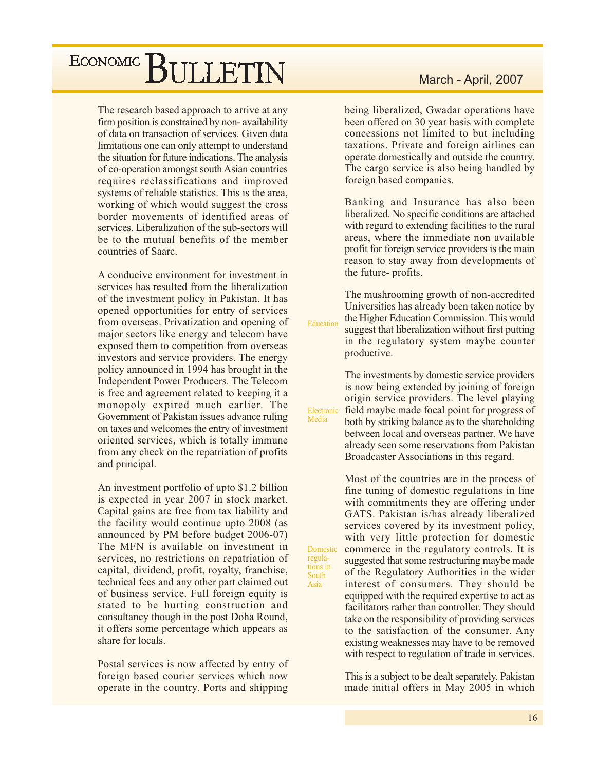The research based approach to arrive at any firm position is constrained by non- availability of data on transaction of services. Given data limitations one can only attempt to understand the situation for future indications. The analysis of co-operation amongst south Asian countries requires reclassifications and improved systems of reliable statistics. This is the area, working of which would suggest the cross border movements of identified areas of services. Liberalization of the sub-sectors will be to the mutual benefits of the member countries of Saarc.

A conducive environment for investment in services has resulted from the liberalization of the investment policy in Pakistan. It has opened opportunities for entry of services from overseas. Privatization and opening of major sectors like energy and telecom have exposed them to competition from overseas investors and service providers. The energy policy announced in 1994 has brought in the Independent Power Producers. The Telecom is free and agreement related to keeping it a monopoly expired much earlier. The Government of Pakistan issues advance ruling on taxes and welcomes the entry of investment oriented services, which is totally immune from any check on the repatriation of profits and principal.

An investment portfolio of upto $1.2 billion is expected in year 2007 in stock market. Capital gains are free from tax liability and the facility would continue upto 2008 (as announced by PM before budget 2006-07) The MFN is available on investment in services, no restrictions on repatriation of capital, dividend, profit, royalty, franchise, technical fees and any other part claimed out of business service. Full foreign equity is stated to be hurting construction and consultancy though in the post Doha Round, it offers some percentage which appears as share for locals.

Postal services is now affected by entry of foreign based courier services which now operate in the country. Ports and shipping being liberalized, Gwadar operations have been offered on 30 year basis with complete concessions not limited to but including taxations. Private and foreign airlines can operate domestically and outside the country. The cargo service is also being handled by foreign based companies.

Banking and Insurance has also been liberalized. No specific conditions are attached with regard to extending facilities to the rural areas, where the immediate non available profit for foreign service providers is the main reason to stay away from developments of the future- profits.

**Education**

The mushrooming growth of non-accredited Universities has already been taken notice by the Higher Education Commission. This would suggest that liberalization without first putting in the regulatory system maybe counter productive.

**Electronic Media**

The investments by domestic service providers is now being extended by joining of foreign origin service providers. The level playing field maybe made focal point for progress of both by striking balance as to the shareholding between local and overseas partner. We have already seen some reservations from Pakistan Broadcaster Associations in this regard.

**Domestic regulations in South Asia**

Most of the countries are in the process of fine tuning of domestic regulations in line with commitments they are offering under GATS. Pakistan is/has already liberalized services covered by its investment policy, with very little protection for domestic commerce in the regulatory controls. It is suggested that some restructuring maybe made of the Regulatory Authorities in the wider interest of consumers. They should be equipped with the required expertise to act as facilitators rather than controller. They should take on the responsibility of providing services to the satisfaction of the consumer. Any existing weaknesses may have to be removed with respect to regulation of trade in services.

This is a subject to be dealt separately. Pakistan made initial offers in May 2005 in which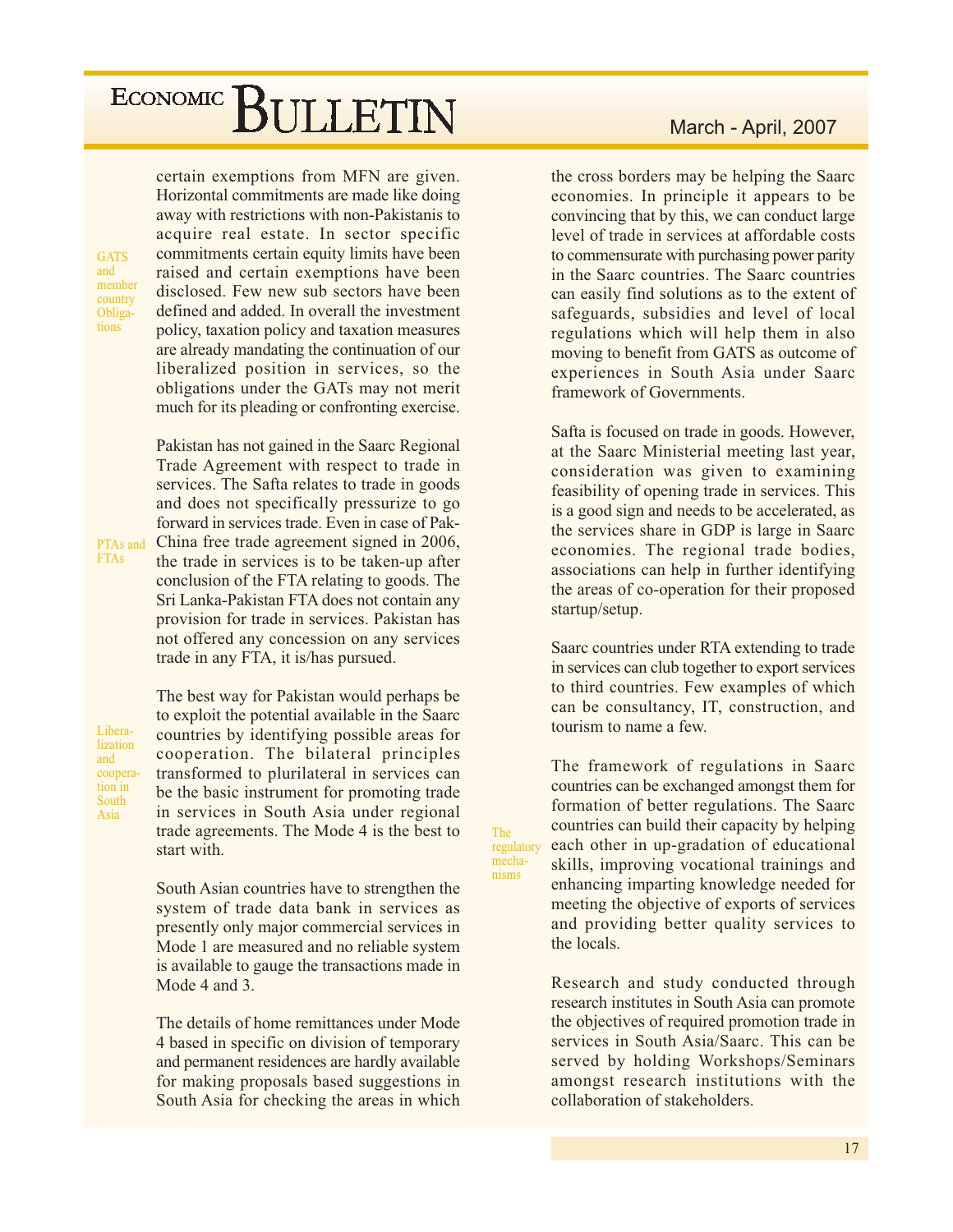certain exemptions from MFN are given. Horizontal commitments are made like doing away with restrictions with non-Pakistanis to acquire real estate. In sector specific commitments certain equity limits have been raised and certain exemptions have been disclosed. Few new sub sectors have been defined and added. In overall the investment policy, taxation policy and taxation measures are already mandating the continuation of our liberalized position in services, so the obligations under the GATs may not merit much for its pleading or confronting exercise.

*GATS and member country Obligations*

Pakistan has not gained in the Saarc Regional Trade Agreement with respect to trade in services. The Safta relates to trade in goods and does not specifically pressurize to go forward in services trade. Even in case of Pak-China free trade agreement signed in 2006, the trade in services is to be taken-up after conclusion of the FTA relating to goods. The Sri Lanka-Pakistan FTA does not contain any provision for trade in services. Pakistan has not offered any concession on any services trade in any FTA, it is/has pursued.

*PTAs and FTAs*

The best way for Pakistan would perhaps be to exploit the potential available in the Saarc countries by identifying possible areas for cooperation. The bilateral principles transformed to plurilateral in services can be the basic instrument for promoting trade in services in South Asia under regional trade agreements. The Mode 4 is the best to start with.

*Liberalization and cooperation in South Asia*

South Asian countries have to strengthen the system of trade data bank in services as presently only major commercial services in Mode 1 are measured and no reliable system is available to gauge the transactions made in Mode 4 and 3.

The details of home remittances under Mode 4 based in specific on division of temporary and permanent residences are hardly available for making proposals based suggestions in South Asia for checking the areas in which the cross borders may be helping the Saarc economies. In principle it appears to be convincing that by this, we can conduct large level of trade in services at affordable costs to commensurate with purchasing power parity in the Saarc countries. The Saarc countries can easily find solutions as to the extent of safeguards, subsidies and level of local regulations which will help them in also moving to benefit from GATS as outcome of experiences in South Asia under Saarc framework of Governments.

Safta is focused on trade in goods. However, at the Saarc Ministerial meeting last year, consideration was given to examining feasibility of opening trade in services. This is a good sign and needs to be accelerated, as the services share in GDP is large in Saarc economies. The regional trade bodies, associations can help in further identifying the areas of co-operation for their proposed startup/setup.

Saarc countries under RTA extending to trade in services can club together to export services to third countries. Few examples of which can be consultancy, IT, construction, and tourism to name a few.

*The regulatory mechanisms*

The framework of regulations in Saarc countries can be exchanged amongst them for formation of better regulations. The Saarc countries can build their capacity by helping each other in up-gradation of educational skills, improving vocational trainings and enhancing imparting knowledge needed for meeting the objective of exports of services and providing better quality services to the locals.

Research and study conducted through research institutes in South Asia can promote the objectives of required promotion trade in services in South Asia/Saarc. This can be served by holding Workshops/Seminars amongst research institutions with the collaboration of stakeholders.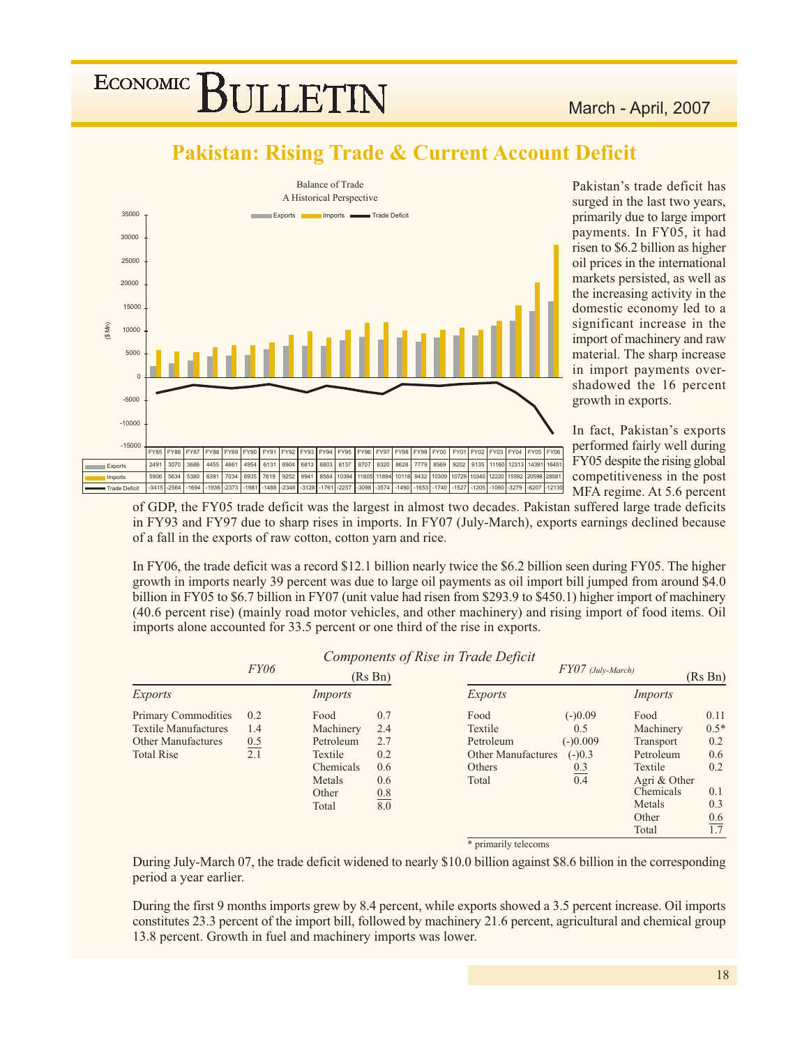## Pakistan: Rising Trade & Current Account Deficit

Balance of Trade
A Historical Perspective

| | FY85 | FY86 | FY87 | FY88 | FY89 | FY90 | FY91 | FY92 | FY93 | FY94 | FY95 | FY96 | FY97 | FY98 | FY99 | FY00 | FY01 | FY02 | FY03 | FY04 | FY05 | FY06 |
|---|---|---|---|---|---|---|---|---|---|---|---|---|---|---|---|---|---|---|---|---|---|---|
| Exports | 2491 | 3070 | 3686 | 4455 | 4661 | 4954 | 6131 | 6904 | 6813 | 6803 | 8137 | 8707 | 8320 | 8628 | 7779 | 8569 | 9202 | 9135 | 11160 | 12313 | 14391 | 16451 |
| Imports | 5906 | 5634 | 5380 | 6391 | 7034 | 6935 | 7619 | 9252 | 9941 | 8564 | 10394 | 11805 | 11894 | 10118 | 9432 | 10309 | 10729 | 10340 | 12220 | 15592 | 20598 | 28581 |
| Trade Deficit | -3415 | -2564 | -1694 | -1936 | -2373 | -1981 | -1488 | -2348 | -3128 | -1761 | -2257 | -3098 | -3574 | -1490 | -1653 | -1740 | -1527 | -1205 | -1060 | -3279 | -6207 | -12130 |

($ Mn)

Pakistan's trade deficit has surged in the last two years, primarily due to large import payments. In FY05, it had risen to $6.2 billion as higher oil prices in the international markets persisted, as well as the increasing activity in the domestic economy led to a significant increase in the import of machinery and raw material. The sharp increase in import payments overshadowed the 16 percent growth in exports.

In fact, Pakistan's exports performed fairly well during FY05 despite the rising global competitiveness in the post MFA regime. At 5.6 percent of GDP, the FY05 trade deficit was the largest in almost two decades. Pakistan suffered large trade deficits in FY93 and FY97 due to sharp rises in imports. In FY07 (July-March), exports earnings declined because of a fall in the exports of raw cotton, cotton yarn and rice.

In FY06, the trade deficit was a record $12.1 billion nearly twice the $6.2 billion seen during FY05. The higher growth in imports nearly 39 percent was due to large oil payments as oil import bill jumped from around $4.0 billion in FY05 to $6.7 billion in FY07 (unit value had risen from $293.9 to $450.1) higher import of machinery (40.6 percent rise) (mainly road motor vehicles, and other machinery) and rising import of food items. Oil imports alone accounted for 33.5 percent or one third of the rise in exports.

*Components of Rise in Trade Deficit*

**FY06** (Rs Bn)

| Exports | | Imports | |
|---|---|---|---|
| Primary Commodities | 0.2 | Food | 0.7 |
| Textile Manufactures | 1.4 | Machinery | 2.4 |
| Other Manufactures | 0.5 | Petroleum | 2.7 |
| Total Rise | 2.1 | Textile | 0.2 |
| | | Chemicals | 0.6 |
| | | Metals | 0.6 |
| | | Other | 0.8 |
| | | Total | 8.0 |

**FY07** *(July-March)* (Rs Bn)

| Exports | | Imports | |
|---|---|---|---|
| Food | (-)0.09 | Food | 0.11 |
| Textile | 0.5 | Machinery | 0.5* |
| Petroleum | (-)0.009 | Transport | 0.2 |
| Other Manufactures | (-)0.3 | Petroleum | 0.6 |
| Others | 0.3 | Textile | 0.2 |
| Total | 0.4 | Agri & Other Chemicals | 0.1 |
| | | Metals | 0.3 |
| | | Other | 0.6 |
| | | Total | 1.7 |

\* primarily telecoms

During July-March 07, the trade deficit widened to nearly $10.0 billion against $8.6 billion in the corresponding period a year earlier.

During the first 9 months imports grew by 8.4 percent, while exports showed a 3.5 percent increase. Oil imports constitutes 23.3 percent of the import bill, followed by machinery 21.6 percent, agricultural and chemical group 13.8 percent. Growth in fuel and machinery imports was lower.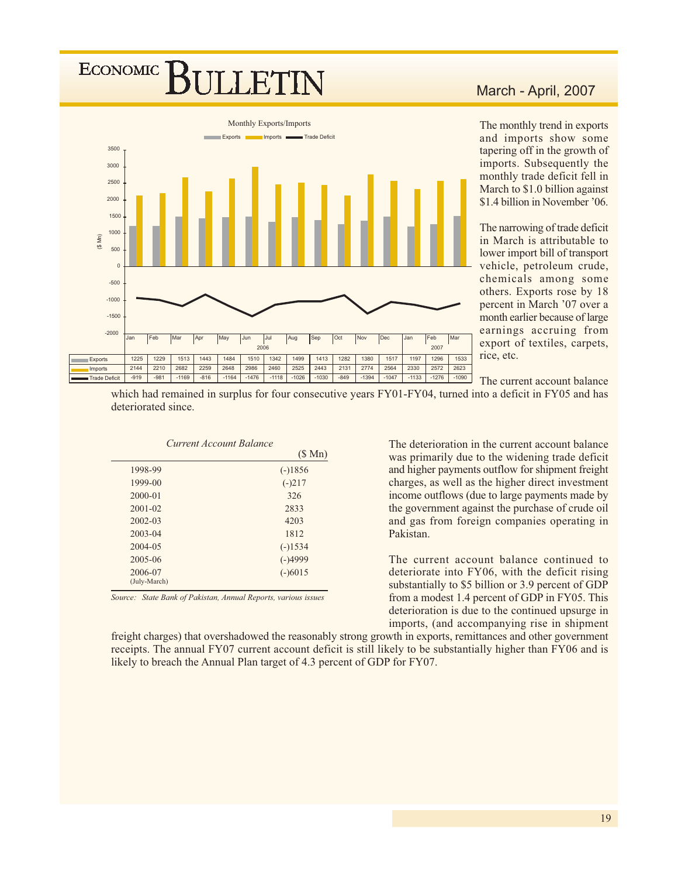**Monthly Exports/Imports**

| | Jan | Feb | Mar | Apr | May | Jun | Jul | Aug | Sep | Oct | Nov | Dec | Jan | Feb | Mar |
|---|---|---|---|---|---|---|---|---|---|---|---|---|---|---|---|
| | 2006 | | | | | | | | | | | | 2007 | | |
| Exports | 1225 | 1229 | 1513 | 1443 | 1484 | 1510 | 1342 | 1499 | 1413 | 1282 | 1380 | 1517 | 1197 | 1296 | 1533 |
| Imports | 2144 | 2210 | 2682 | 2259 | 2648 | 2986 | 2460 | 2525 | 2443 | 2131 | 2774 | 2564 | 2330 | 2572 | 2623 |
| Trade Deficit | -919 | -981 | -1169 | -816 | -1164 | -1476 | -1118 | -1026 | -1030 | -849 | -1394 | -1047 | -1133 | -1276 | -1090 |

($ Mn)

The monthly trend in exports and imports show some tapering off in the growth of imports. Subsequently the monthly trade deficit fell in March to \$1.0 billion against \$1.4 billion in November '06.

The narrowing of trade deficit in March is attributable to lower import bill of transport vehicle, petroleum crude, chemicals among some others. Exports rose by 18 percent in March '07 over a month earlier because of large earnings accruing from export of textiles, carpets, rice, etc.

The current account balance which had remained in surplus for four consecutive years FY01-FY04, turned into a deficit in FY05 and has deteriorated since.

*Current Account Balance*

| | ($ Mn) |
|---|---|
| 1998-99 | (-)1856 |
| 1999-00 | (-)217 |
| 2000-01 | 326 |
| 2001-02 | 2833 |
| 2002-03 | 4203 |
| 2003-04 | 1812 |
| 2004-05 | (-)1534 |
| 2005-06 | (-)4999 |
| 2006-07 (July-March) | (-)6015 |

*Source: State Bank of Pakistan, Annual Reports, various issues*

The deterioration in the current account balance was primarily due to the widening trade deficit and higher payments outflow for shipment freight charges, as well as the higher direct investment income outflows (due to large payments made by the government against the purchase of crude oil and gas from foreign companies operating in Pakistan.

The current account balance continued to deteriorate into FY06, with the deficit rising substantially to \$5 billion or 3.9 percent of GDP from a modest 1.4 percent of GDP in FY05. This deterioration is due to the continued upsurge in imports, (and accompanying rise in shipment freight charges) that overshadowed the reasonably strong growth in exports, remittances and other government receipts. The annual FY07 current account deficit is still likely to be substantially higher than FY06 and is likely to breach the Annual Plan target of 4.3 percent of GDP for FY07.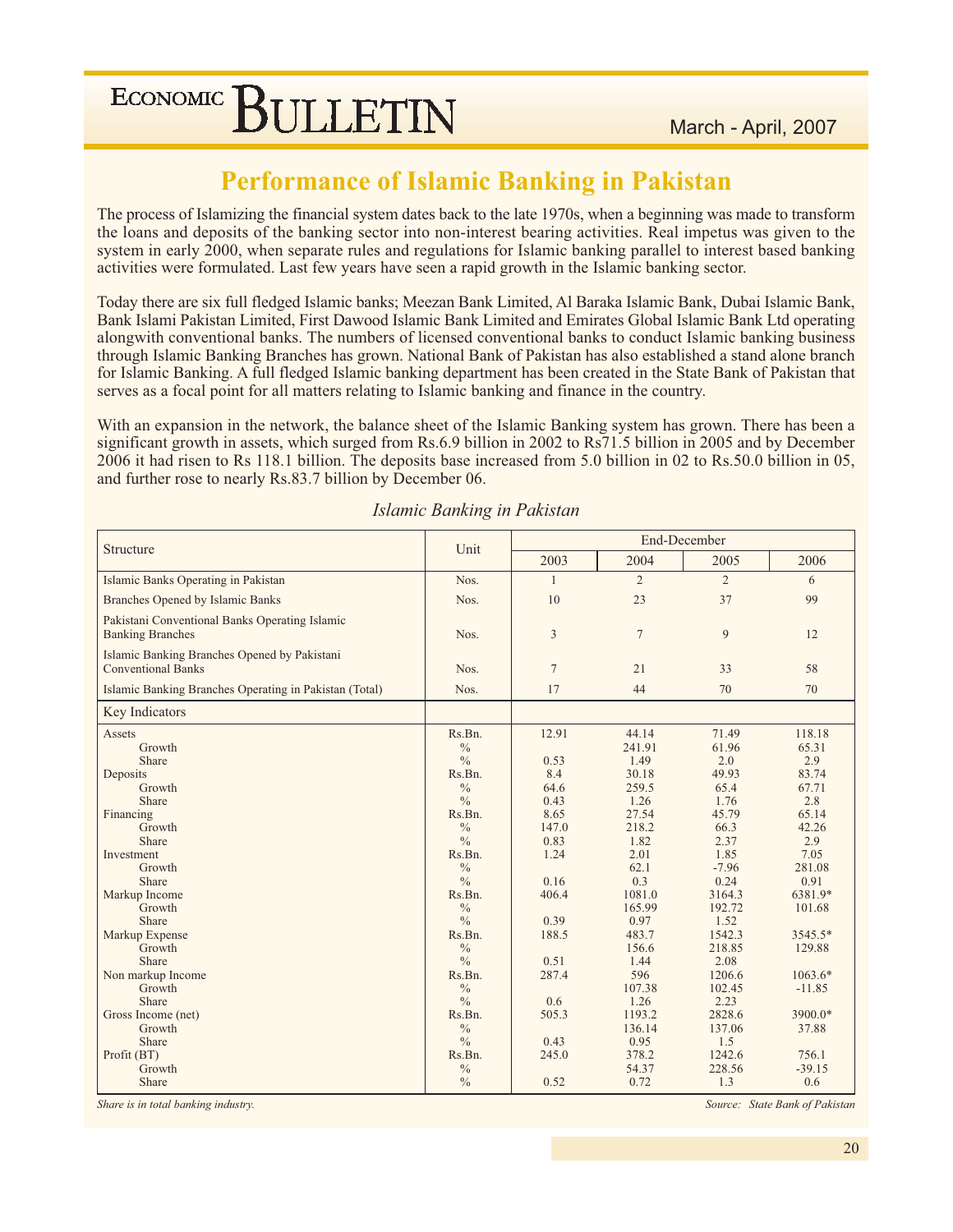# Performance of Islamic Banking in Pakistan

The process of Islamizing the financial system dates back to the late 1970s, when a beginning was made to transform the loans and deposits of the banking sector into non-interest bearing activities. Real impetus was given to the system in early 2000, when separate rules and regulations for Islamic banking parallel to interest based banking activities were formulated. Last few years have seen a rapid growth in the Islamic banking sector.

Today there are six full fledged Islamic banks; Meezan Bank Limited, Al Baraka Islamic Bank, Dubai Islamic Bank, Bank Islami Pakistan Limited, First Dawood Islamic Bank Limited and Emirates Global Islamic Bank Ltd operating alongwith conventional banks. The numbers of licensed conventional banks to conduct Islamic banking business through Islamic Banking Branches has grown. National Bank of Pakistan has also established a stand alone branch for Islamic Banking. A full fledged Islamic banking department has been created in the State Bank of Pakistan that serves as a focal point for all matters relating to Islamic banking and finance in the country.

With an expansion in the network, the balance sheet of the Islamic Banking system has grown. There has been a significant growth in assets, which surged from Rs.6.9 billion in 2002 to Rs71.5 billion in 2005 and by December 2006 it had risen to Rs 118.1 billion. The deposits base increased from 5.0 billion in 02 to Rs.50.0 billion in 05, and further rose to nearly Rs.83.7 billion by December 06.

*Islamic Banking in Pakistan*

| Structure | Unit | End-December | | | |
|---|---|---|---|---|---|
| | | 2003 | 2004 | 2005 | 2006 |
| Islamic Banks Operating in Pakistan | Nos. | 1 | 2 | 2 | 6 |
| Branches Opened by Islamic Banks | Nos. | 10 | 23 | 37 | 99 |
| Pakistani Conventional Banks Operating Islamic Banking Branches | Nos. | 3 | 7 | 9 | 12 |
| Islamic Banking Branches Opened by Pakistani Conventional Banks | Nos. | 7 | 21 | 33 | 58 |
| Islamic Banking Branches Operating in Pakistan (Total) | Nos. | 17 | 44 | 70 | 70 |
| **Key Indicators** | | | | | |
| Assets | Rs.Bn. | 12.91 | 44.14 | 71.49 | 118.18 |
| Growth | % | | 241.91 | 61.96 | 65.31 |
| Share | % | 0.53 | 1.49 | 2.0 | 2.9 |
| Deposits | Rs.Bn. | 8.4 | 30.18 | 49.93 | 83.74 |
| Growth | % | 64.6 | 259.5 | 65.4 | 67.71 |
| Share | % | 0.43 | 1.26 | 1.76 | 2.8 |
| Financing | Rs.Bn. | 8.65 | 27.54 | 45.79 | 65.14 |
| Growth | % | 147.0 | 218.2 | 66.3 | 42.26 |
| Share | % | 0.83 | 1.82 | 2.37 | 2.9 |
| Investment | Rs.Bn. | 1.24 | 2.01 | 1.85 | 7.05 |
| Growth | % | | 62.1 | -7.96 | 281.08 |
| Share | % | 0.16 | 0.3 | 0.24 | 0.91 |
| Markup Income | Rs.Bn. | 406.4 | 1081.0 | 3164.3 | 6381.9* |
| Growth | % | | 165.99 | 192.72 | 101.68 |
| Share | % | 0.39 | 0.97 | 1.52 | |
| Markup Expense | Rs.Bn. | 188.5 | 483.7 | 1542.3 | 3545.5* |
| Growth | % | | 156.6 | 218.85 | 129.88 |
| Share | % | 0.51 | 1.44 | 2.08 | |
| Non markup Income | Rs.Bn. | 287.4 | 596 | 1206.6 | 1063.6* |
| Growth | % | | 107.38 | 102.45 | -11.85 |
| Share | % | 0.6 | 1.26 | 2.23 | |
| Gross Income (net) | Rs.Bn. | 505.3 | 1193.2 | 2828.6 | 3900.0* |
| Growth | % | | 136.14 | 137.06 | 37.88 |
| Share | % | 0.43 | 0.95 | 1.5 | |
| Profit (BT) | Rs.Bn. | 245.0 | 378.2 | 1242.6 | 756.1 |
| Growth | % | | 54.37 | 228.56 | -39.15 |
| Share | % | 0.52 | 0.72 | 1.3 | 0.6 |

*Share is in total banking industry.*

*Source: State Bank of Pakistan*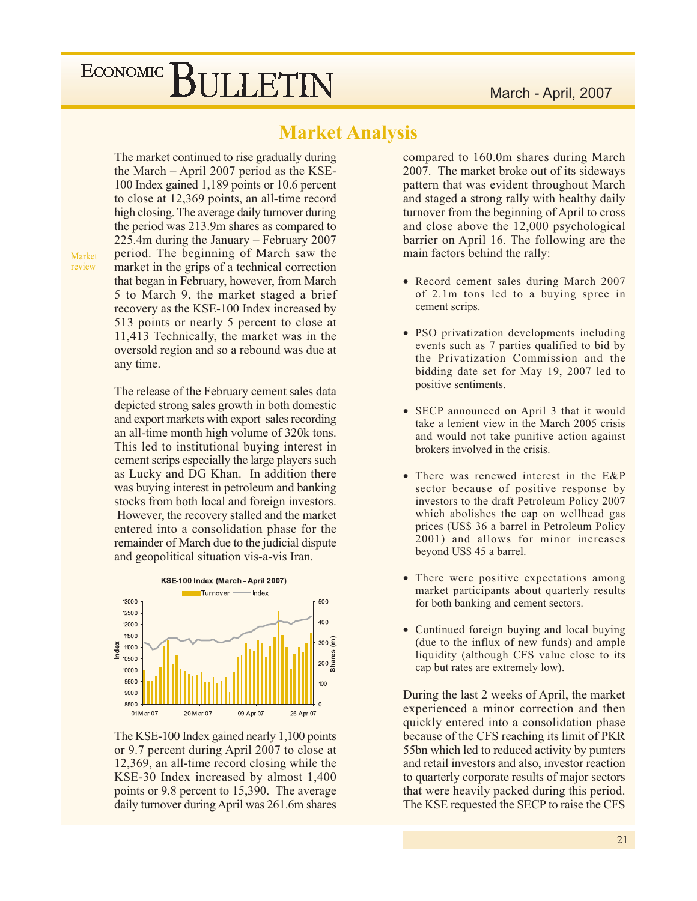## Market Analysis

Market review

The market continued to rise gradually during the March – April 2007 period as the KSE-100 Index gained 1,189 points or 10.6 percent to close at 12,369 points, an all-time record high closing. The average daily turnover during the period was 213.9m shares as compared to 225.4m during the January – February 2007 period. The beginning of March saw the market in the grips of a technical correction that began in February, however, from March 5 to March 9, the market staged a brief recovery as the KSE-100 Index increased by 513 points or nearly 5 percent to close at 11,413 Technically, the market was in the oversold region and so a rebound was due at any time.

The release of the February cement sales data depicted strong sales growth in both domestic and export markets with export sales recording an all-time month high volume of 320k tons. This led to institutional buying interest in cement scrips especially the large players such as Lucky and DG Khan. In addition there was buying interest in petroleum and banking stocks from both local and foreign investors. However, the recovery stalled and the market entered into a consolidation phase for the remainder of March due to the judicial dispute and geopolitical situation vis-a-vis Iran.

KSE-100 Index (March - April 2007)

The KSE-100 Index gained nearly 1,100 points or 9.7 percent during April 2007 to close at 12,369, an all-time record closing while the KSE-30 Index increased by almost 1,400 points or 9.8 percent to 15,390. The average daily turnover during April was 261.6m shares compared to 160.0m shares during March 2007. The market broke out of its sideways pattern that was evident throughout March and staged a strong rally with healthy daily turnover from the beginning of April to cross and close above the 12,000 psychological barrier on April 16. The following are the main factors behind the rally:

- Record cement sales during March 2007 of 2.1m tons led to a buying spree in cement scrips.
- PSO privatization developments including events such as 7 parties qualified to bid by the Privatization Commission and the bidding date set for May 19, 2007 led to positive sentiments.
- SECP announced on April 3 that it would take a lenient view in the March 2005 crisis and would not take punitive action against brokers involved in the crisis.
- There was renewed interest in the E&P sector because of positive response by investors to the draft Petroleum Policy 2007 which abolishes the cap on wellhead gas prices (US$ 36 a barrel in Petroleum Policy 2001) and allows for minor increases beyond US$ 45 a barrel.
- There were positive expectations among market participants about quarterly results for both banking and cement sectors.
- Continued foreign buying and local buying (due to the influx of new funds) and ample liquidity (although CFS value close to its cap but rates are extremely low).

During the last 2 weeks of April, the market experienced a minor correction and then quickly entered into a consolidation phase because of the CFS reaching its limit of PKR 55bn which led to reduced activity by punters and retail investors and also, investor reaction to quarterly corporate results of major sectors that were heavily packed during this period. The KSE requested the SECP to raise the CFS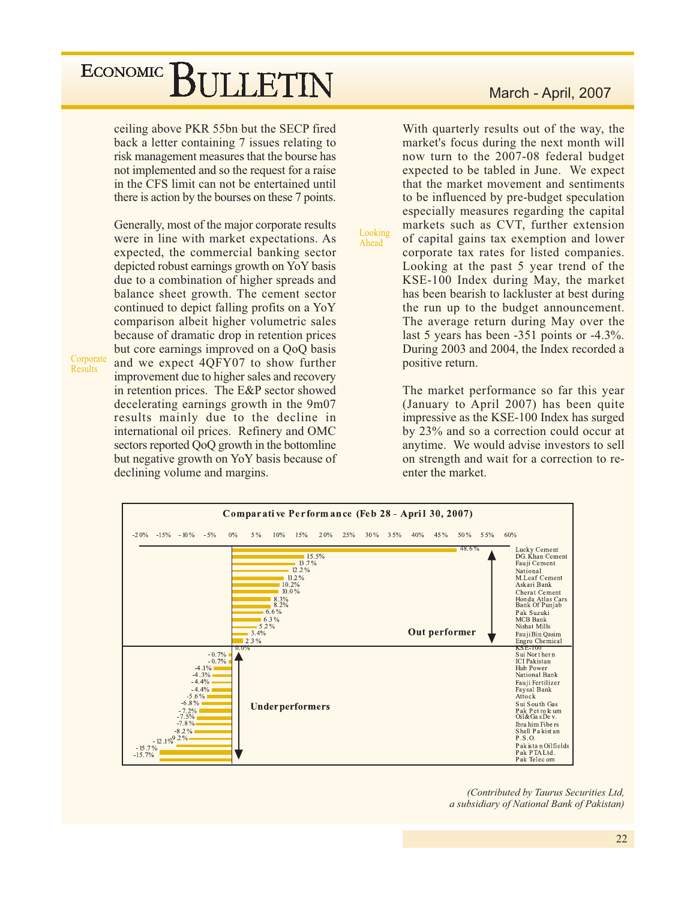ceiling above PKR 55bn but the SECP fired back a letter containing 7 issues relating to risk management measures that the bourse has not implemented and so the request for a raise in the CFS limit can not be entertained until there is action by the bourses on these 7 points.

**Corporate Results**

Generally, most of the major corporate results were in line with market expectations. As expected, the commercial banking sector depicted robust earnings growth on YoY basis due to a combination of higher spreads and balance sheet growth. The cement sector continued to depict falling profits on a YoY comparison albeit higher volumetric sales because of dramatic drop in retention prices but core earnings improved on a QoQ basis and we expect 4QFY07 to show further improvement due to higher sales and recovery in retention prices. The E&P sector showed decelerating earnings growth in the 9m07 results mainly due to the decline in international oil prices. Refinery and OMC sectors reported QoQ growth in the bottomline but negative growth on YoY basis because of declining volume and margins.

**Looking Ahead**

With quarterly results out of the way, the market's focus during the next month will now turn to the 2007-08 federal budget expected to be tabled in June. We expect that the market movement and sentiments to be influenced by pre-budget speculation especially measures regarding the capital markets such as CVT, further extension of capital gains tax exemption and lower corporate tax rates for listed companies. Looking at the past 5 year trend of the KSE-100 Index during May, the market has been bearish to lackluster at best during the run up to the budget announcement. The average return during May over the last 5 years has been -351 points or -4.3%. During 2003 and 2004, the Index recorded a positive return.

The market performance so far this year (January to April 2007) has been quite impressive as the KSE-100 Index has surged by 23% and so a correction could occur at anytime. We would advise investors to sell on strength and wait for a correction to re-enter the market.

**Comparative Performance (Feb 28 - April 30, 2007)**

| Company | Performance |
|---|---|
| **Out performer** | |
| Lucky Cement | 48.6% |
| DG. Khan Cement | 15.5% |
| Fauji Cement | 13.7% |
| National | 12.2% |
| M.Leaf Cement | 11.2% |
| Askari Bank | 10.2% |
| Cherat Cement | 10.0% |
| Honda Atlas Cars | 8.3% |
| Bank Of Punjab | 8.2% |
| Pak Suzuki | 6.6% |
| MCB Bank | 6.3% |
| Nishat Mills | 5.2% |
| FaujiBin Qasim | 3.4% |
| Engro Chemical | 2.3% |
| KSE-100 | 0.0% |
| **Underperformers** | |
| Sui Northern | -0.7% |
| ICI Pakistan | -0.7% |
| Hub Power | -4.1% |
| National Bank | -4.3% |
| Fauji Fertilizer | -4.4% |
| Faysal Bank | -4.4% |
| Attock | -5.6% |
| Sui South Gas | -6.8% |
| Pak Petroleum | -7.2% |
| Oil&Gas Dev. | -7.5% |
| Ibrahim Fibers | -7.8% |
| Shell Pakistan | -8.2% |
| P.S.O. | -9.2% |
| Pakistan Oilfields | -12.1% |
| Pak PTA Ltd. | -15.7% |
| Pak Telecom | -15.7% |

*(Contributed by Taurus Securities Ltd, a subsidiary of National Bank of Pakistan)*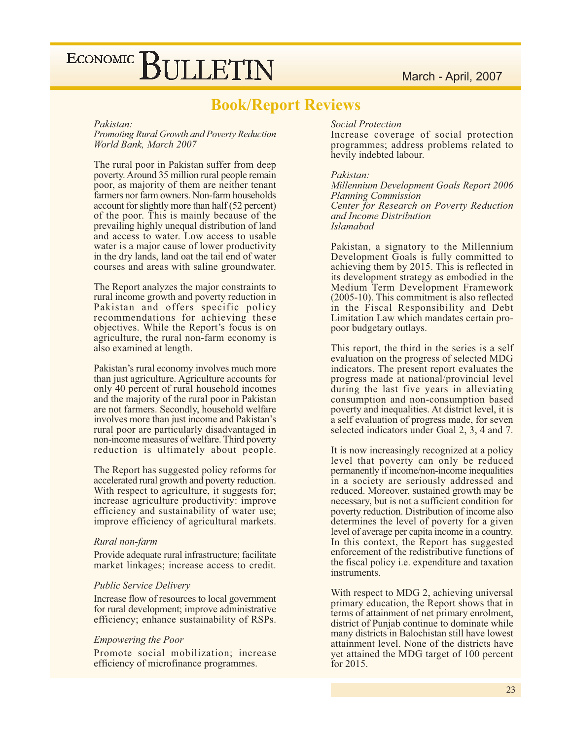## Book/Report Reviews

*Pakistan:*
*Promoting Rural Growth and Poverty Reduction*
*World Bank, March 2007*

The rural poor in Pakistan suffer from deep poverty. Around 35 million rural people remain poor, as majority of them are neither tenant farmers nor farm owners. Non-farm households account for slightly more than half (52 percent) of the poor. This is mainly because of the prevailing highly unequal distribution of land and access to water. Low access to usable water is a major cause of lower productivity in the dry lands, land oat the tail end of water courses and areas with saline groundwater.

The Report analyzes the major constraints to rural income growth and poverty reduction in Pakistan and offers specific policy recommendations for achieving these objectives. While the Report's focus is on agriculture, the rural non-farm economy is also examined at length.

Pakistan's rural economy involves much more than just agriculture. Agriculture accounts for only 40 percent of rural household incomes and the majority of the rural poor in Pakistan are not farmers. Secondly, household welfare involves more than just income and Pakistan's rural poor are particularly disadvantaged in non-income measures of welfare. Third poverty reduction is ultimately about people.

The Report has suggested policy reforms for accelerated rural growth and poverty reduction. With respect to agriculture, it suggests for; increase agriculture productivity: improve efficiency and sustainability of water use; improve efficiency of agricultural markets.

*Rural non-farm*

Provide adequate rural infrastructure; facilitate market linkages; increase access to credit.

*Public Service Delivery*

Increase flow of resources to local government for rural development; improve administrative efficiency; enhance sustainability of RSPs.

*Empowering the Poor*

Promote social mobilization; increase efficiency of microfinance programmes.

*Social Protection*

Increase coverage of social protection programmes; address problems related to hevily indebted labour.

*Pakistan:*
*Millennium Development Goals Report 2006*
*Planning Commission*
*Center for Research on Poverty Reduction and Income Distribution*
*Islamabad*

Pakistan, a signatory to the Millennium Development Goals is fully committed to achieving them by 2015. This is reflected in its development strategy as embodied in the Medium Term Development Framework (2005-10). This commitment is also reflected in the Fiscal Responsibility and Debt Limitation Law which mandates certain pro-poor budgetary outlays.

This report, the third in the series is a self evaluation on the progress of selected MDG indicators. The present report evaluates the progress made at national/provincial level during the last five years in alleviating consumption and non-consumption based poverty and inequalities. At district level, it is a self evaluation of progress made, for seven selected indicators under Goal 2, 3, 4 and 7.

It is now increasingly recognized at a policy level that poverty can only be reduced permanently if income/non-income inequalities in a society are seriously addressed and reduced. Moreover, sustained growth may be necessary, but is not a sufficient condition for poverty reduction. Distribution of income also determines the level of poverty for a given level of average per capita income in a country. In this context, the Report has suggested enforcement of the redistributive functions of the fiscal policy i.e. expenditure and taxation instruments.

With respect to MDG 2, achieving universal primary education, the Report shows that in terms of attainment of net primary enrolment, district of Punjab continue to dominate while many districts in Balochistan still have lowest attainment level. None of the districts have yet attained the MDG target of 100 percent for 2015.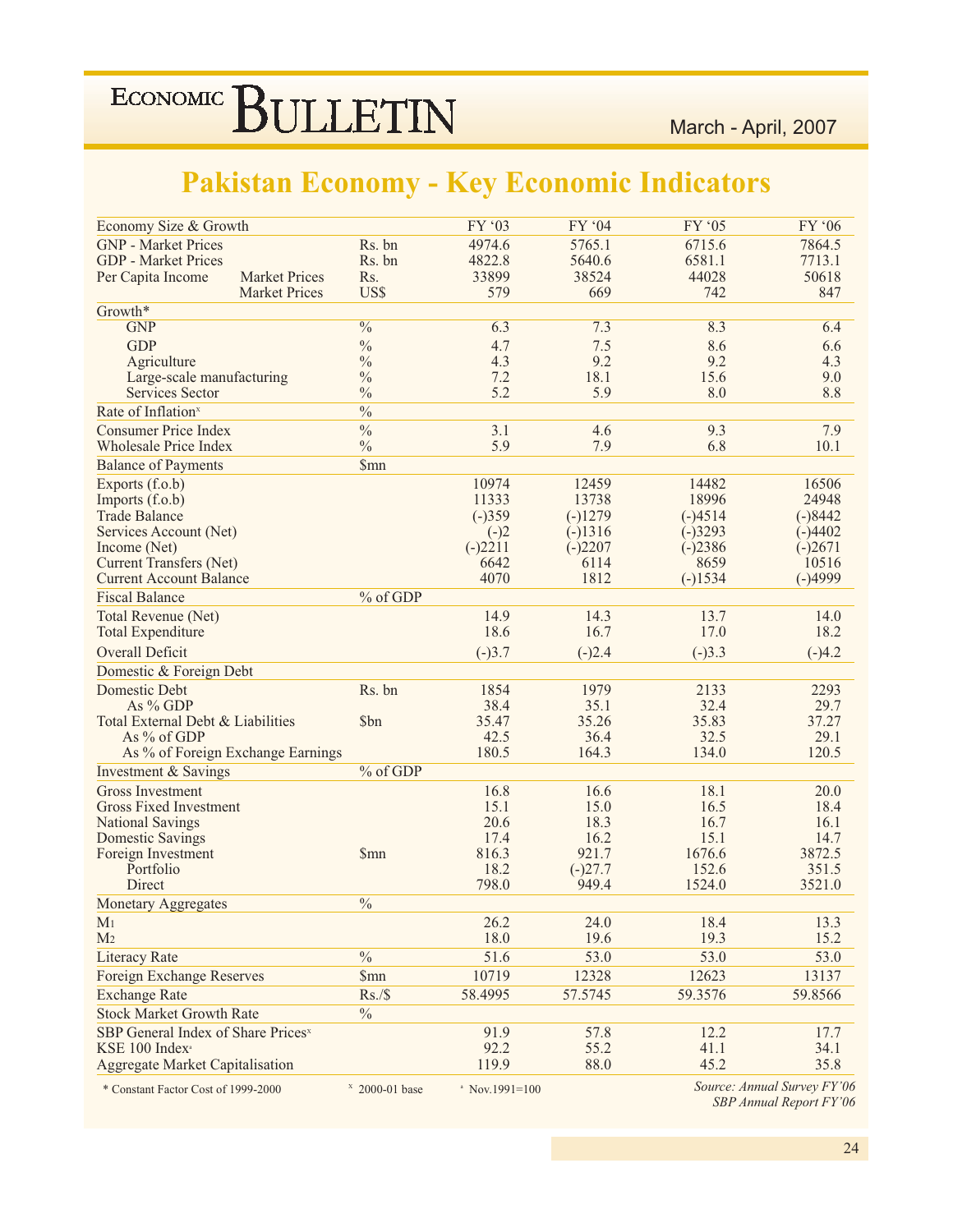# Pakistan Economy - Key Economic Indicators

| Economy Size & Growth | | | FY '03 | FY '04 | FY '05 | FY '06 |
|---|---|---|---|---|---|---|
| GNP - Market Prices | | Rs. bn | 4974.6 | 5765.1 | 6715.6 | 7864.5 |
| GDP - Market Prices | | Rs. bn | 4822.8 | 5640.6 | 6581.1 | 7713.1 |
| Per Capita Income | Market Prices | Rs. | 33899 | 38524 | 44028 | 50618 |
| | Market Prices | US$ | 579 | 669 | 742 | 847 |
| Growth* | | | | | | |
| GNP | | % | 6.3 | 7.3 | 8.3 | 6.4 |
| GDP | | % | 4.7 | 7.5 | 8.6 | 6.6 |
| Agriculture | | % | 4.3 | 9.2 | 9.2 | 4.3 |
| Large-scale manufacturing | | % | 7.2 | 18.1 | 15.6 | 9.0 |
| Services Sector | | % | 5.2 | 5.9 | 8.0 | 8.8 |
| Rate of Inflation[x] | | % | | | | |
| Consumer Price Index | | % | 3.1 | 4.6 | 9.3 | 7.9 |
| Wholesale Price Index | | % | 5.9 | 7.9 | 6.8 | 10.1 |
| Balance of Payments | | $mn | | | | |
| Exports (f.o.b) | | | 10974 | 12459 | 14482 | 16506 |
| Imports (f.o.b) | | | 11333 | 13738 | 18996 | 24948 |
| Trade Balance | | | (-)359 | (-)1279 | (-)4514 | (-)8442 |
| Services Account (Net) | | | (-)2 | (-)1316 | (-)3293 | (-)4402 |
| Income (Net) | | | (-)2211 | (-)2207 | (-)2386 | (-)2671 |
| Current Transfers (Net) | | | 6642 | 6114 | 8659 | 10516 |
| Current Account Balance | | | 4070 | 1812 | (-)1534 | (-)4999 |
| Fiscal Balance | | % of GDP | | | | |
| Total Revenue (Net) | | | 14.9 | 14.3 | 13.7 | 14.0 |
| Total Expenditure | | | 18.6 | 16.7 | 17.0 | 18.2 |
| Overall Deficit | | | (-)3.7 | (-)2.4 | (-)3.3 | (-)4.2 |
| Domestic & Foreign Debt | | | | | | |
| Domestic Debt | | Rs. bn | 1854 | 1979 | 2133 | 2293 |
| As % GDP | | | 38.4 | 35.1 | 32.4 | 29.7 |
| Total External Debt & Liabilities | | $bn | 35.47 | 35.26 | 35.83 | 37.27 |
| As % of GDP | | | 42.5 | 36.4 | 32.5 | 29.1 |
| As % of Foreign Exchange Earnings | | | 180.5 | 164.3 | 134.0 | 120.5 |
| Investment & Savings | | % of GDP | | | | |
| Gross Investment | | | 16.8 | 16.6 | 18.1 | 20.0 |
| Gross Fixed Investment | | | 15.1 | 15.0 | 16.5 | 18.4 |
| National Savings | | | 20.6 | 18.3 | 16.7 | 16.1 |
| Domestic Savings | | | 17.4 | 16.2 | 15.1 | 14.7 |
| Foreign Investment | | $mn | 816.3 | 921.7 | 1676.6 | 3872.5 |
| Portfolio | | | 18.2 | (-)27.7 | 152.6 | 351.5 |
| Direct | | | 798.0 | 949.4 | 1524.0 | 3521.0 |
| Monetary Aggregates | | % | | | | |
| $M_1$ | | | 26.2 | 24.0 | 18.4 | 13.3 |
| $M_2$ | | | 18.0 | 19.6 | 19.3 | 15.2 |
| Literacy Rate | | % | 51.6 | 53.0 | 53.0 | 53.0 |
| Foreign Exchange Reserves | | $mn | 10719 | 12328 | 12623 | 13137 |
| Exchange Rate | | Rs./$ | 58.4995 | 57.5745 | 59.3576 | 59.8566 |
| Stock Market Growth Rate | | % | | | | |
| SBP General Index of Share Prices[x] | | | 91.9 | 57.8 | 12.2 | 17.7 |
| KSE 100 Index[a] | | | 92.2 | 55.2 | 41.1 | 34.1 |
| Aggregate Market Capitalisation | | | 119.9 | 88.0 | 45.2 | 35.8 |

\* Constant Factor Cost of 1999-2000 &nbsp;&nbsp; [x] 2000-01 base &nbsp;&nbsp; [a] Nov.1991=100

*Source: Annual Survey FY'06*
*SBP Annual Report FY'06*